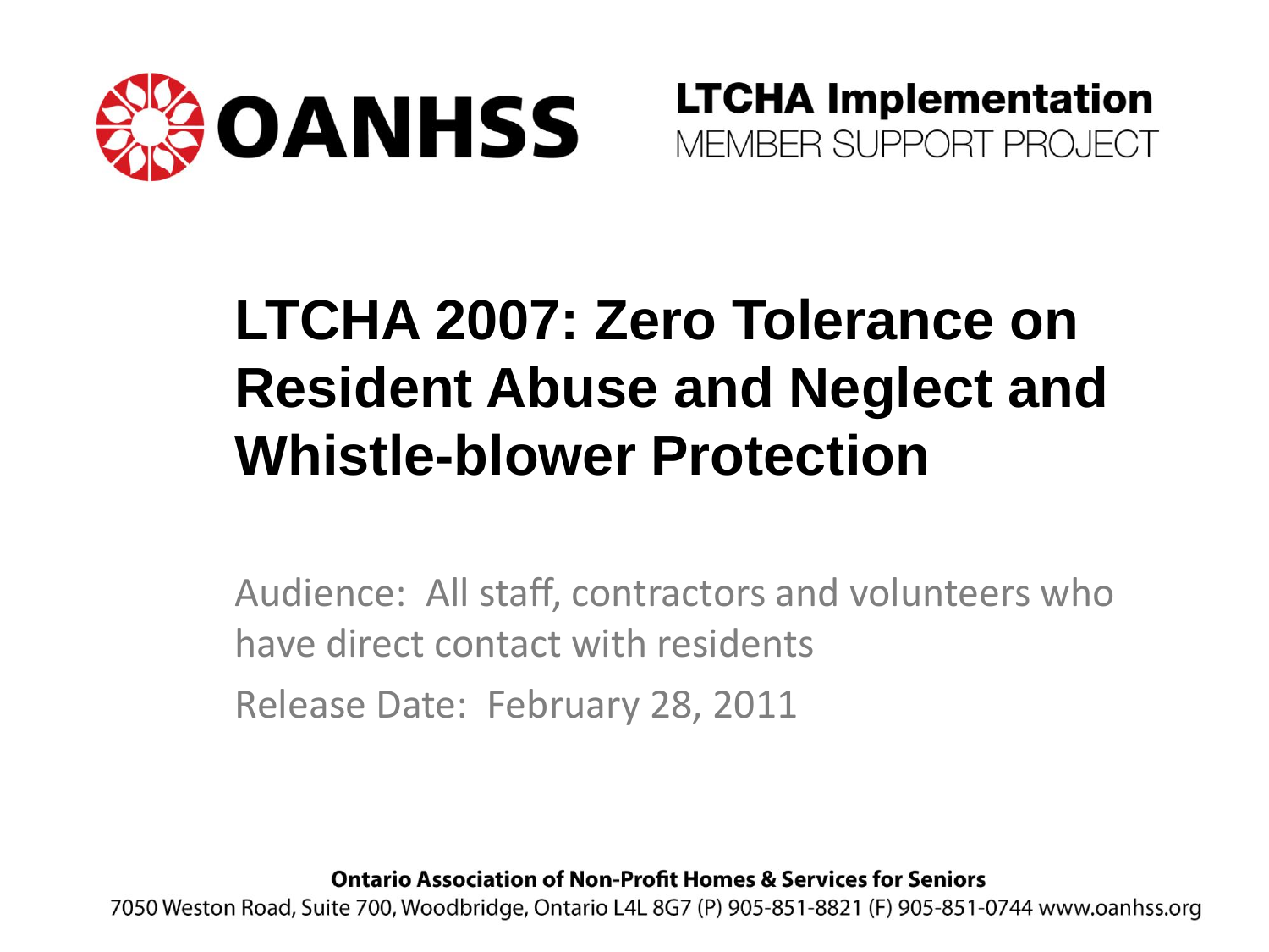OANHSS

**LTCHA Implementation**
MEMBER SUPPORT PROJECT

# LTCHA 2007: Zero Tolerance on Resident Abuse and Neglect and Whistle-blower Protection

Audience: All staff, contractors and volunteers who have direct contact with residents

Release Date: February 28, 2011

**Ontario Association of Non-Profit Homes & Services for Seniors**
7050 Weston Road, Suite 700, Woodbridge, Ontario L4L 8G7 (P) 905-851-8821 (F) 905-851-0744 www.oanhss.org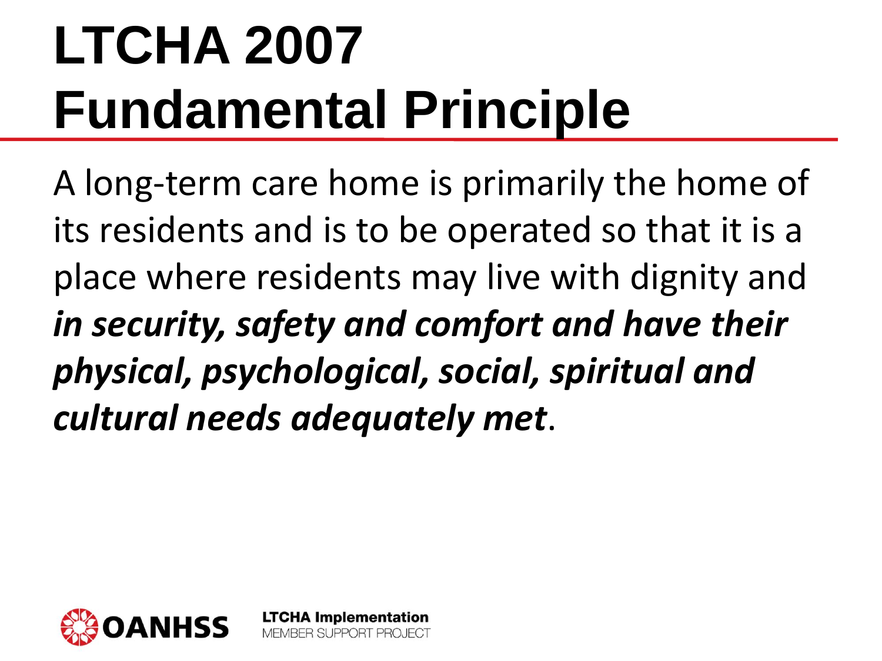# LTCHA 2007 Fundamental Principle

A long-term care home is primarily the home of its residents and is to be operated so that it is a place where residents may live with dignity and ***in security, safety and comfort and have their physical, psychological, social, spiritual and cultural needs adequately met***.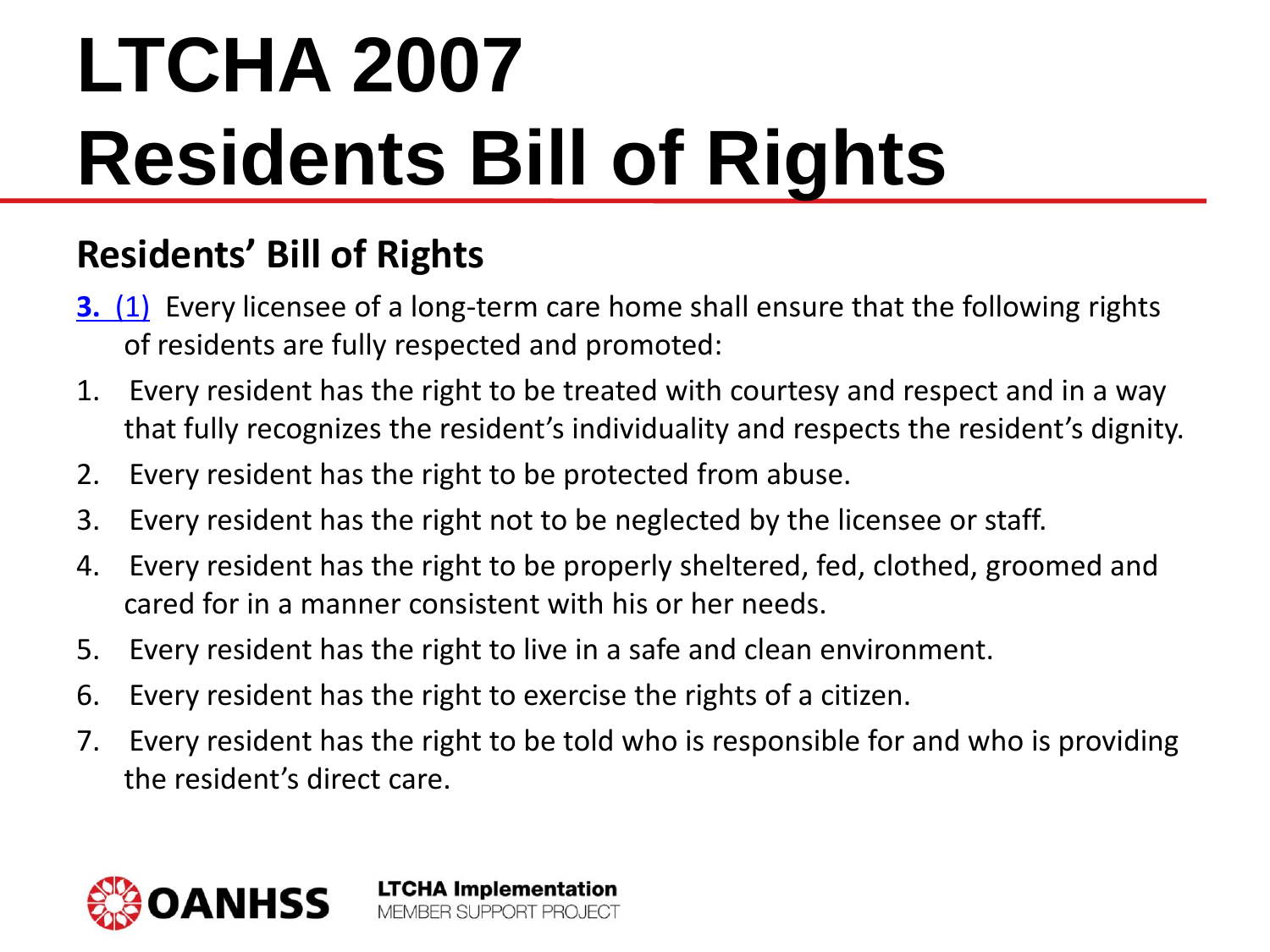# LTCHA 2007 Residents Bill of Rights

## Residents' Bill of Rights

**3.** (1) Every licensee of a long-term care home shall ensure that the following rights of residents are fully respected and promoted:

1. Every resident has the right to be treated with courtesy and respect and in a way that fully recognizes the resident's individuality and respects the resident's dignity.
2. Every resident has the right to be protected from abuse.
3. Every resident has the right not to be neglected by the licensee or staff.
4. Every resident has the right to be properly sheltered, fed, clothed, groomed and cared for in a manner consistent with his or her needs.
5. Every resident has the right to live in a safe and clean environment.
6. Every resident has the right to exercise the rights of a citizen.
7. Every resident has the right to be told who is responsible for and who is providing the resident's direct care.

OANHSS

LTCHA Implementation
MEMBER SUPPORT PROJECT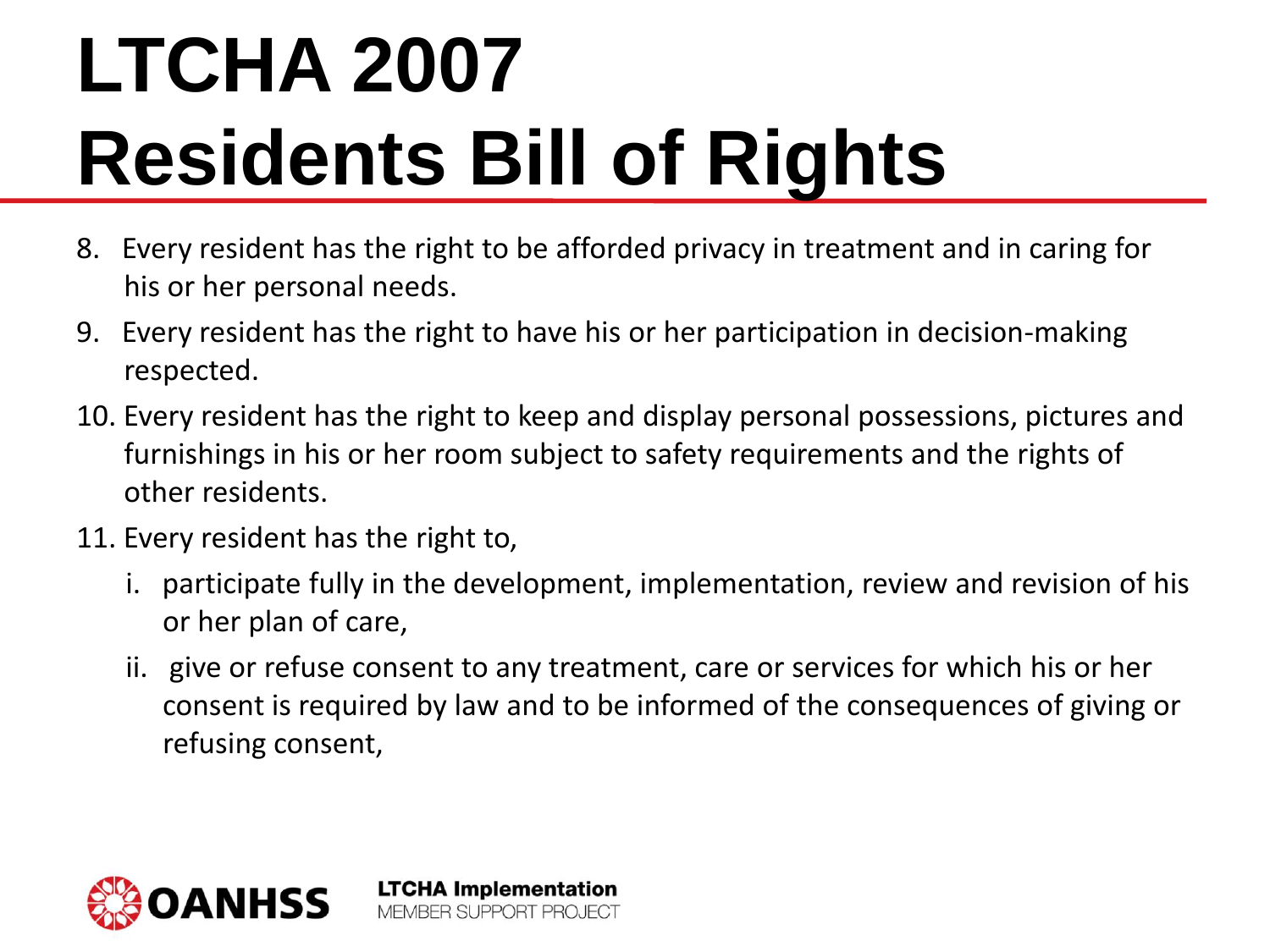# LTCHA 2007 Residents Bill of Rights

8. Every resident has the right to be afforded privacy in treatment and in caring for his or her personal needs.
9. Every resident has the right to have his or her participation in decision-making respected.
10. Every resident has the right to keep and display personal possessions, pictures and furnishings in his or her room subject to safety requirements and the rights of other residents.
11. Every resident has the right to,
    i. participate fully in the development, implementation, review and revision of his or her plan of care,
    ii. give or refuse consent to any treatment, care or services for which his or her consent is required by law and to be informed of the consequences of giving or refusing consent,

OANHSS

**LTCHA Implementation**
MEMBER SUPPORT PROJECT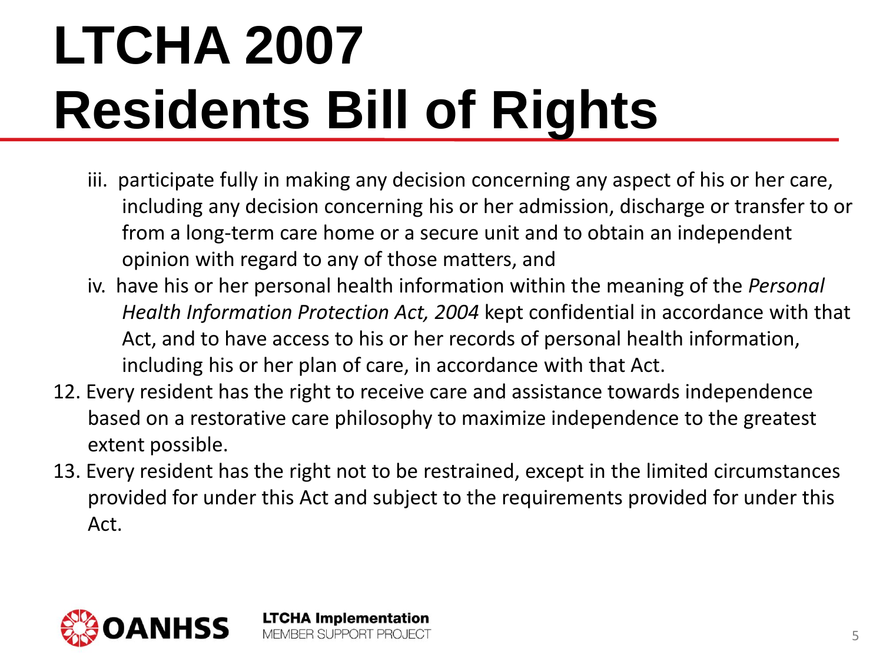# LTCHA 2007 Residents Bill of Rights

iii. participate fully in making any decision concerning any aspect of his or her care, including any decision concerning his or her admission, discharge or transfer to or from a long-term care home or a secure unit and to obtain an independent opinion with regard to any of those matters, and

iv. have his or her personal health information within the meaning of the *Personal Health Information Protection Act, 2004* kept confidential in accordance with that Act, and to have access to his or her records of personal health information, including his or her plan of care, in accordance with that Act.

12. Every resident has the right to receive care and assistance towards independence based on a restorative care philosophy to maximize independence to the greatest extent possible.

13. Every resident has the right not to be restrained, except in the limited circumstances provided for under this Act and subject to the requirements provided for under this Act.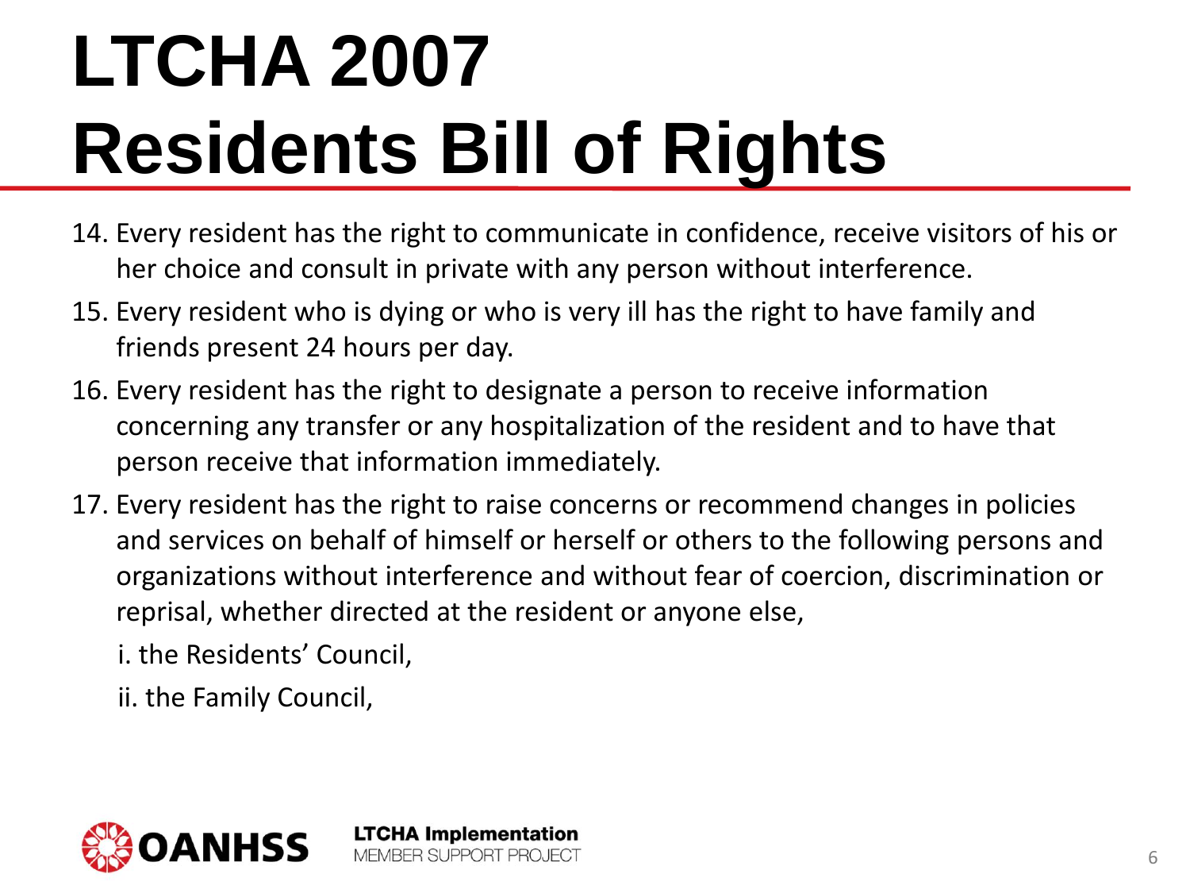# LTCHA 2007 Residents Bill of Rights

14. Every resident has the right to communicate in confidence, receive visitors of his or her choice and consult in private with any person without interference.
15. Every resident who is dying or who is very ill has the right to have family and friends present 24 hours per day.
16. Every resident has the right to designate a person to receive information concerning any transfer or any hospitalization of the resident and to have that person receive that information immediately.
17. Every resident has the right to raise concerns or recommend changes in policies and services on behalf of himself or herself or others to the following persons and organizations without interference and without fear of coercion, discrimination or reprisal, whether directed at the resident or anyone else,

    i. the Residents' Council,

    ii. the Family Council,

OANHSS

**LTCHA Implementation**
MEMBER SUPPORT PROJECT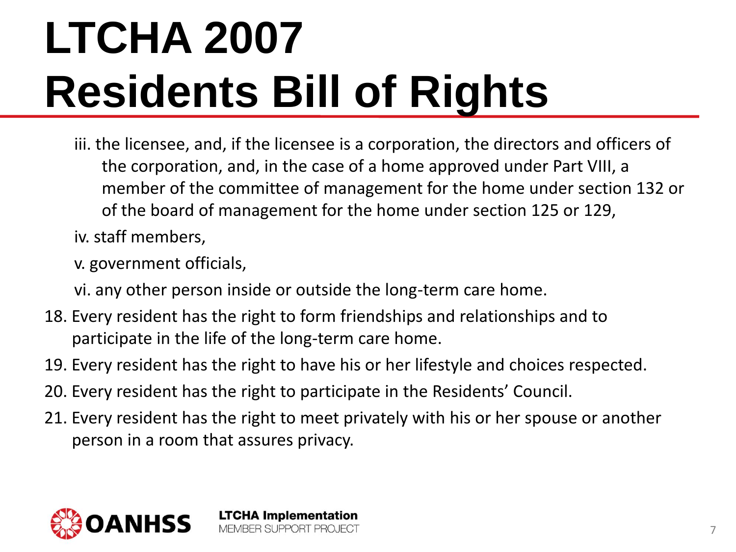# LTCHA 2007 Residents Bill of Rights

iii. the licensee, and, if the licensee is a corporation, the directors and officers of the corporation, and, in the case of a home approved under Part VIII, a member of the committee of management for the home under section 132 or of the board of management for the home under section 125 or 129,

iv. staff members,

v. government officials,

vi. any other person inside or outside the long-term care home.

18. Every resident has the right to form friendships and relationships and to participate in the life of the long-term care home.
19. Every resident has the right to have his or her lifestyle and choices respected.
20. Every resident has the right to participate in the Residents' Council.
21. Every resident has the right to meet privately with his or her spouse or another person in a room that assures privacy.

OANHSS

**LTCHA Implementation**
MEMBER SUPPORT PROJECT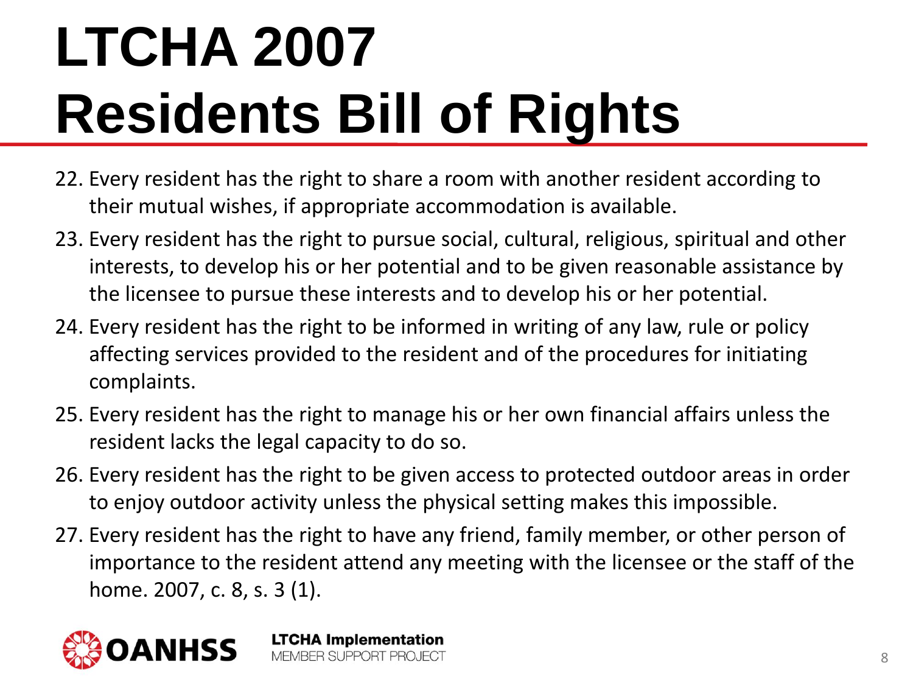# LTCHA 2007 Residents Bill of Rights

22. Every resident has the right to share a room with another resident according to their mutual wishes, if appropriate accommodation is available.
23. Every resident has the right to pursue social, cultural, religious, spiritual and other interests, to develop his or her potential and to be given reasonable assistance by the licensee to pursue these interests and to develop his or her potential.
24. Every resident has the right to be informed in writing of any law, rule or policy affecting services provided to the resident and of the procedures for initiating complaints.
25. Every resident has the right to manage his or her own financial affairs unless the resident lacks the legal capacity to do so.
26. Every resident has the right to be given access to protected outdoor areas in order to enjoy outdoor activity unless the physical setting makes this impossible.
27. Every resident has the right to have any friend, family member, or other person of importance to the resident attend any meeting with the licensee or the staff of the home. 2007, c. 8, s. 3 (1).

OANHSS

**LTCHA Implementation**
MEMBER SUPPORT PROJECT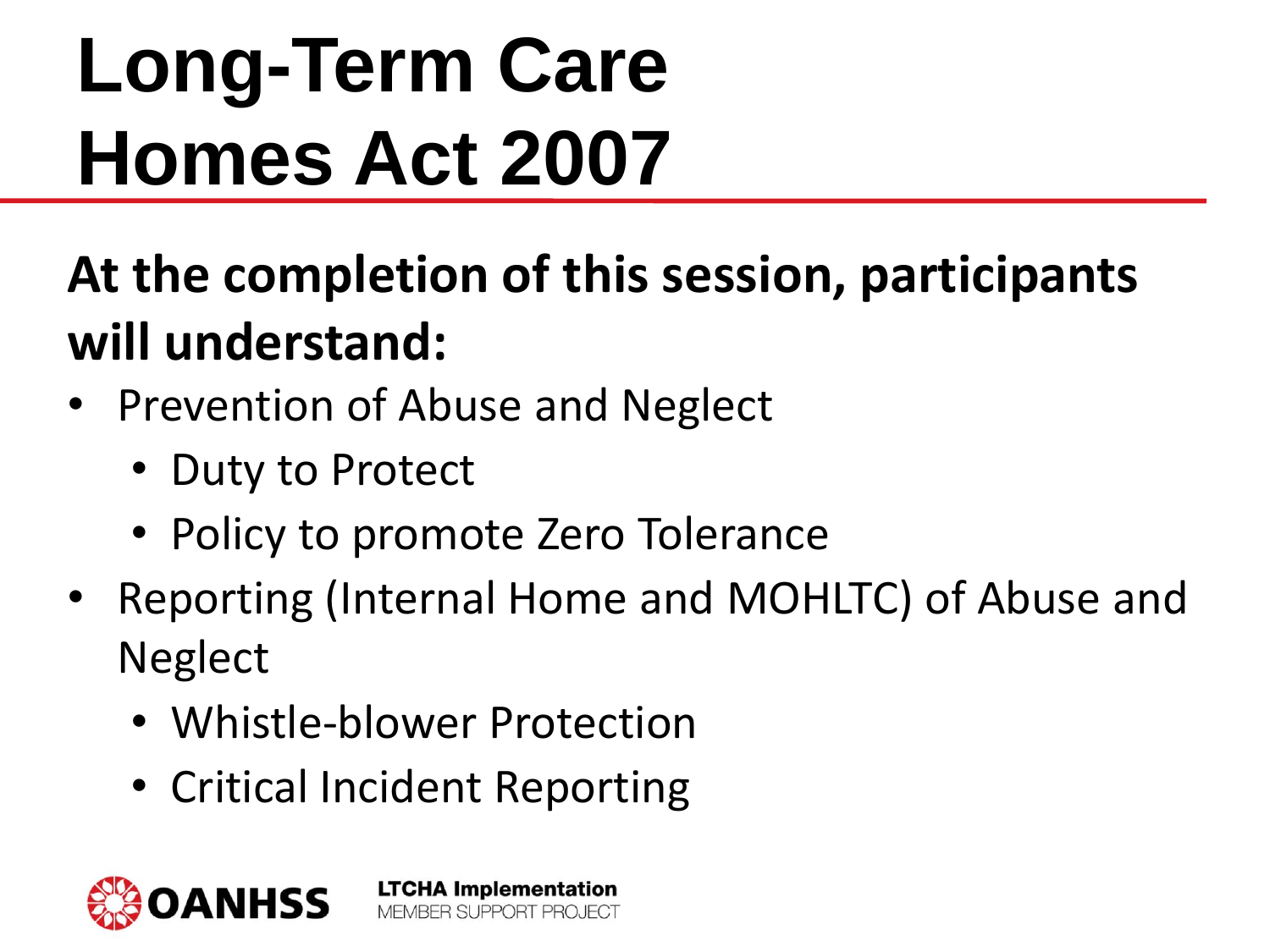# Long-Term Care Homes Act 2007

**At the completion of this session, participants will understand:**

- Prevention of Abuse and Neglect
  - Duty to Protect
  - Policy to promote Zero Tolerance
- Reporting (Internal Home and MOHLTC) of Abuse and Neglect
  - Whistle-blower Protection
  - Critical Incident Reporting

OANHSS

**LTCHA Implementation**
MEMBER SUPPORT PROJECT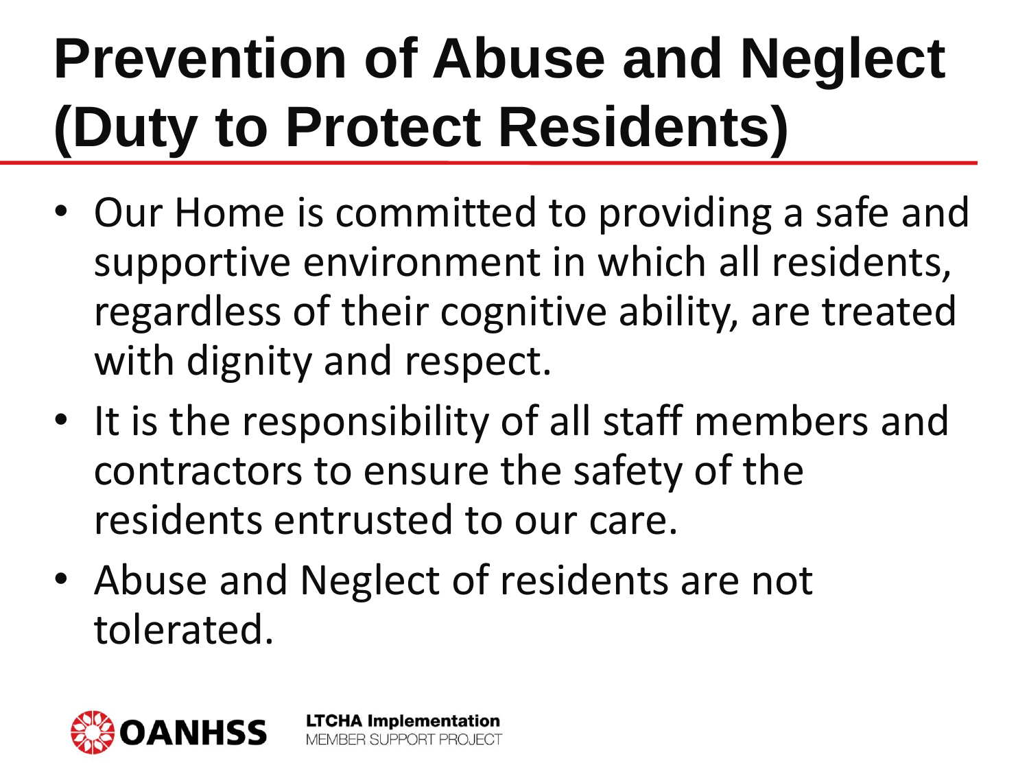# Prevention of Abuse and Neglect (Duty to Protect Residents)

- Our Home is committed to providing a safe and supportive environment in which all residents, regardless of their cognitive ability, are treated with dignity and respect.
- It is the responsibility of all staff members and contractors to ensure the safety of the residents entrusted to our care.
- Abuse and Neglect of residents are not tolerated.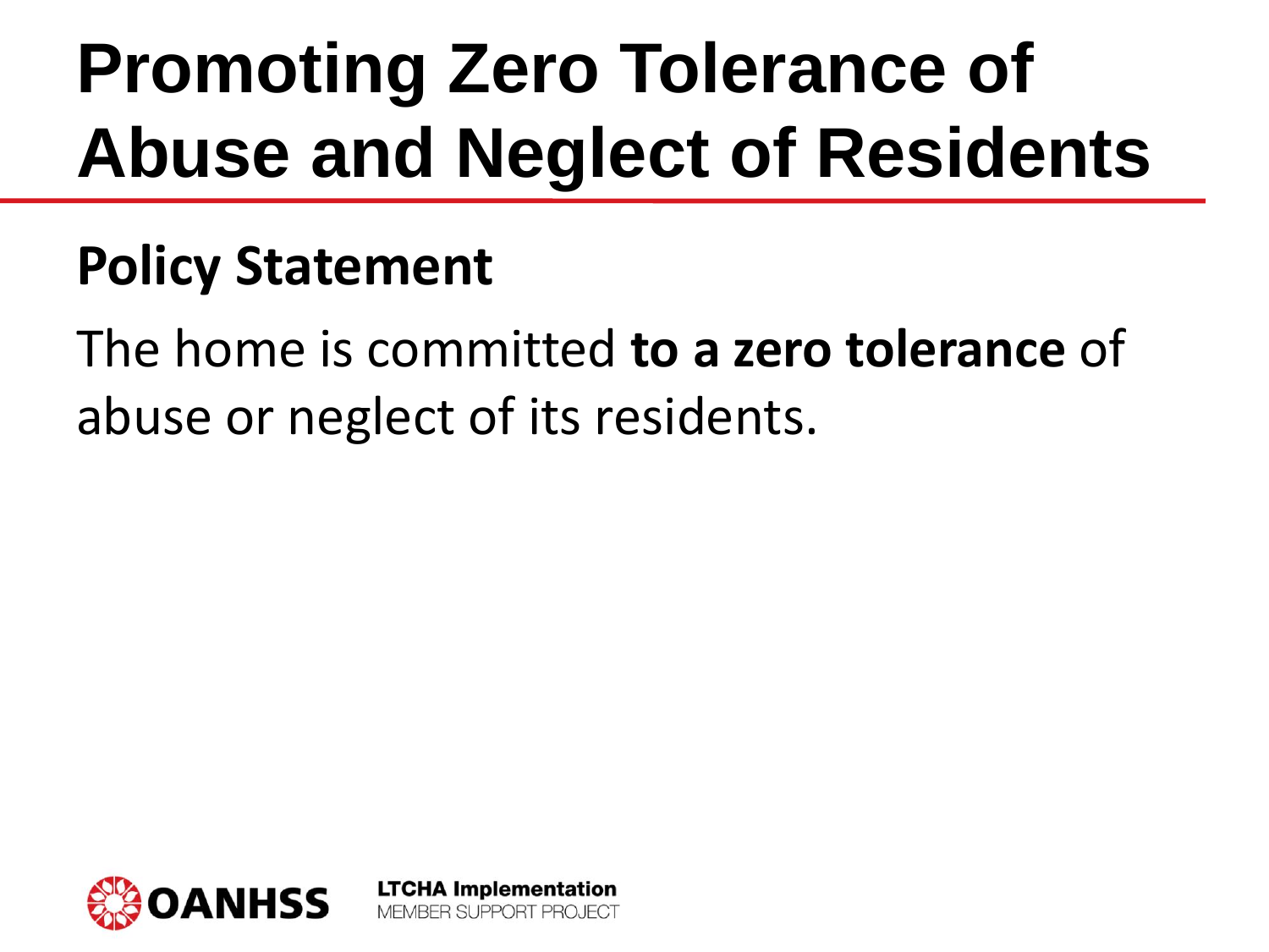# Promoting Zero Tolerance of Abuse and Neglect of Residents

## Policy Statement

The home is committed **to a zero tolerance** of abuse or neglect of its residents.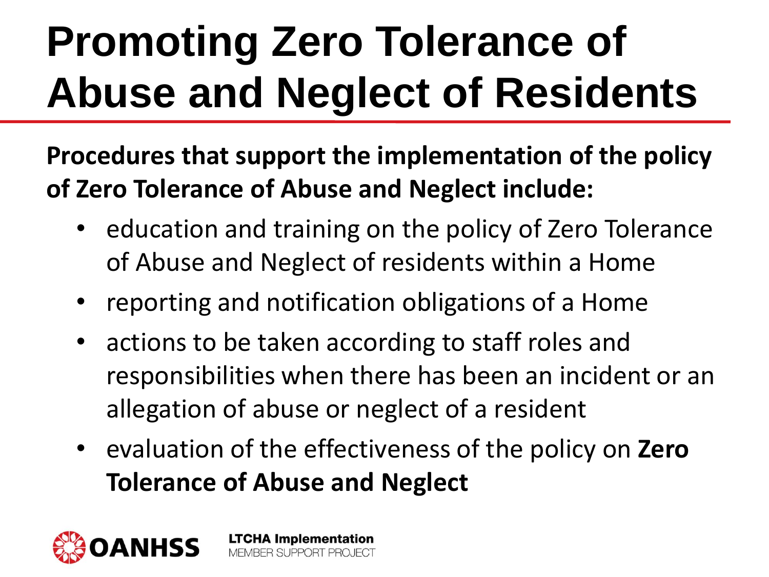# Promoting Zero Tolerance of Abuse and Neglect of Residents

**Procedures that support the implementation of the policy of Zero Tolerance of Abuse and Neglect include:**

- education and training on the policy of Zero Tolerance of Abuse and Neglect of residents within a Home
- reporting and notification obligations of a Home
- actions to be taken according to staff roles and responsibilities when there has been an incident or an allegation of abuse or neglect of a resident
- evaluation of the effectiveness of the policy on **Zero Tolerance of Abuse and Neglect**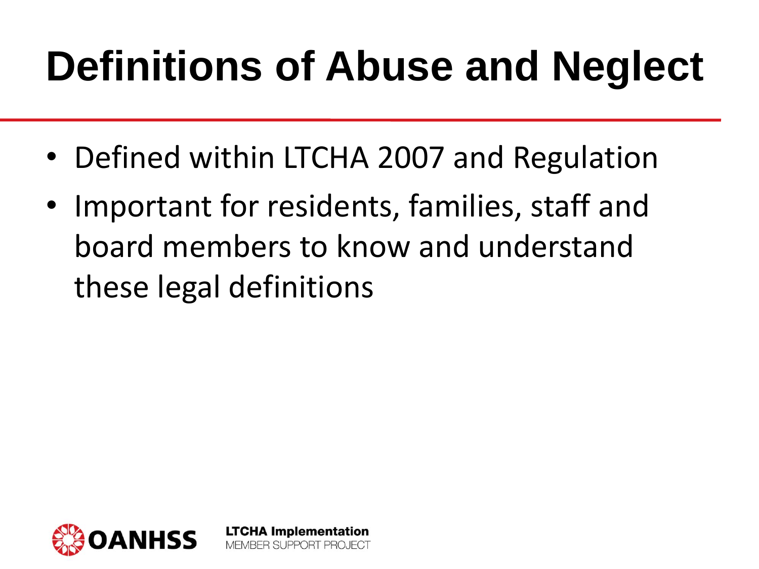# Definitions of Abuse and Neglect

- Defined within LTCHA 2007 and Regulation
- Important for residents, families, staff and board members to know and understand these legal definitions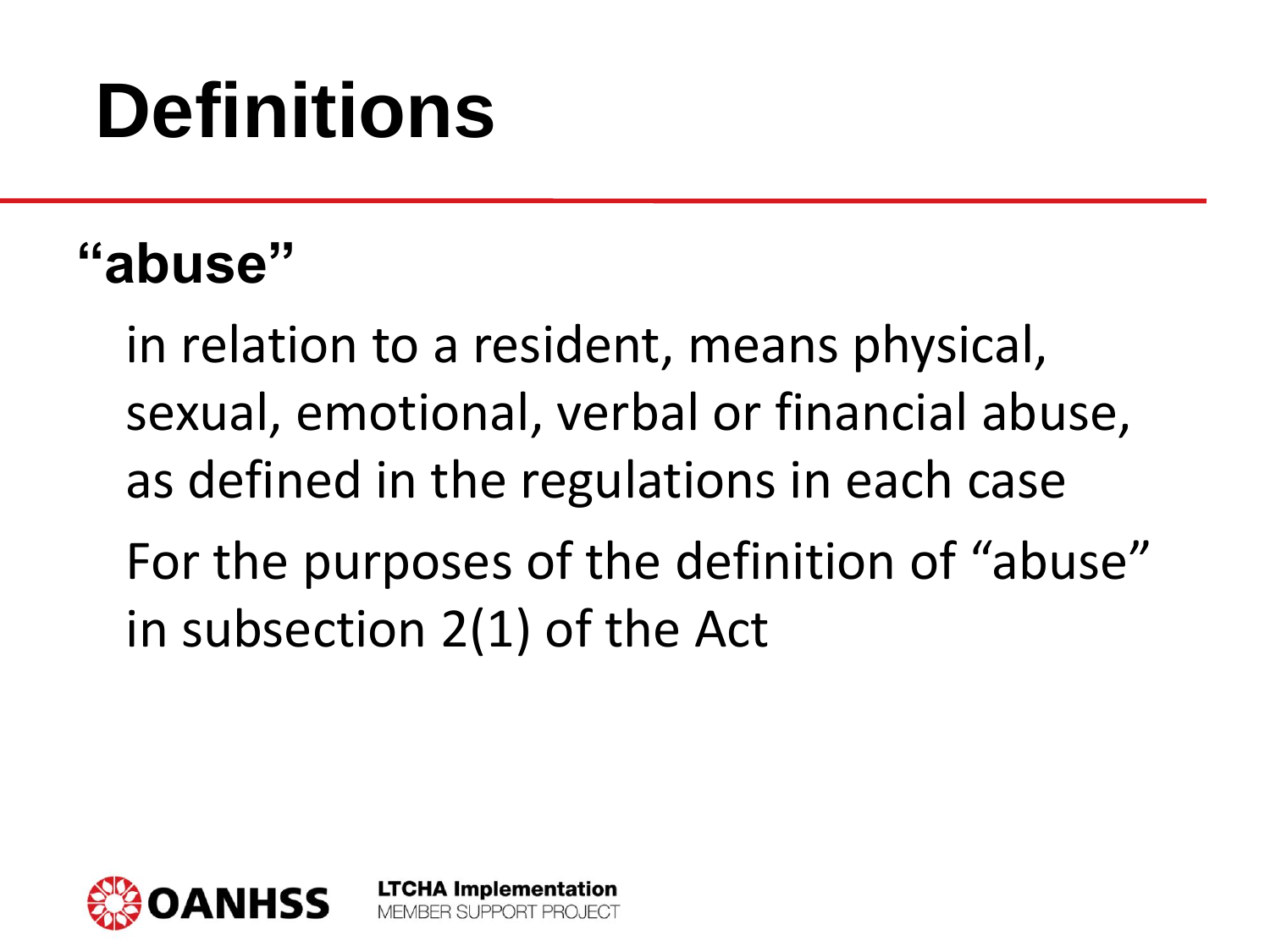# Definitions

**"abuse"**

in relation to a resident, means physical, sexual, emotional, verbal or financial abuse, as defined in the regulations in each case

For the purposes of the definition of "abuse" in subsection 2(1) of the Act

OANHSS

**LTCHA Implementation**
MEMBER SUPPORT PROJECT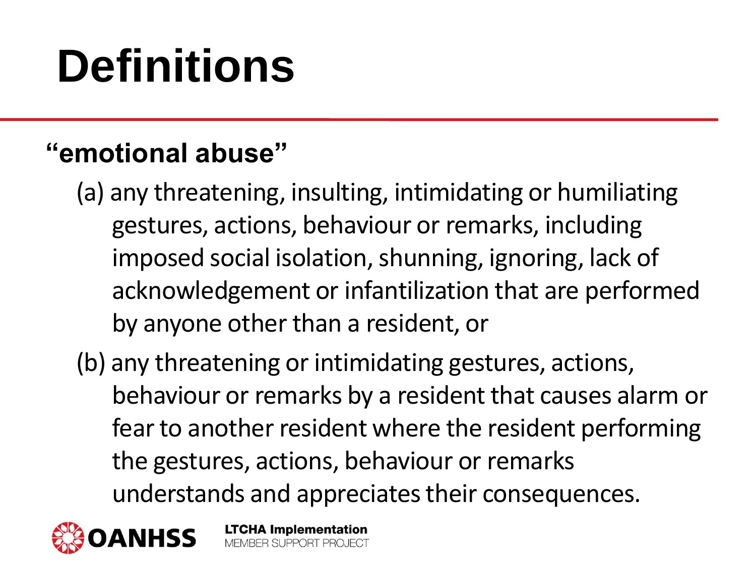# Definitions

**"emotional abuse"**

(a) any threatening, insulting, intimidating or humiliating gestures, actions, behaviour or remarks, including imposed social isolation, shunning, ignoring, lack of acknowledgement or infantilization that are performed by anyone other than a resident, or

(b) any threatening or intimidating gestures, actions, behaviour or remarks by a resident that causes alarm or fear to another resident where the resident performing the gestures, actions, behaviour or remarks understands and appreciates their consequences.

OANHSS

**LTCHA Implementation**
MEMBER SUPPORT PROJECT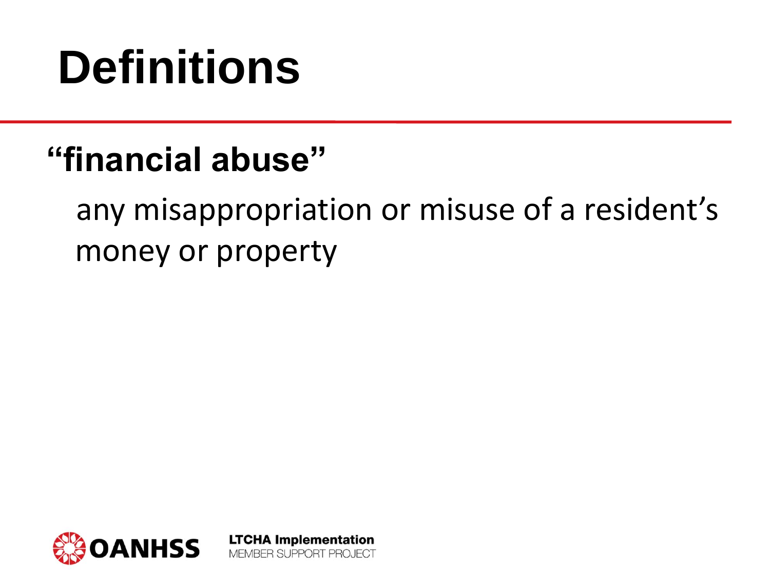# Definitions

**"financial abuse"**

any misappropriation or misuse of a resident's money or property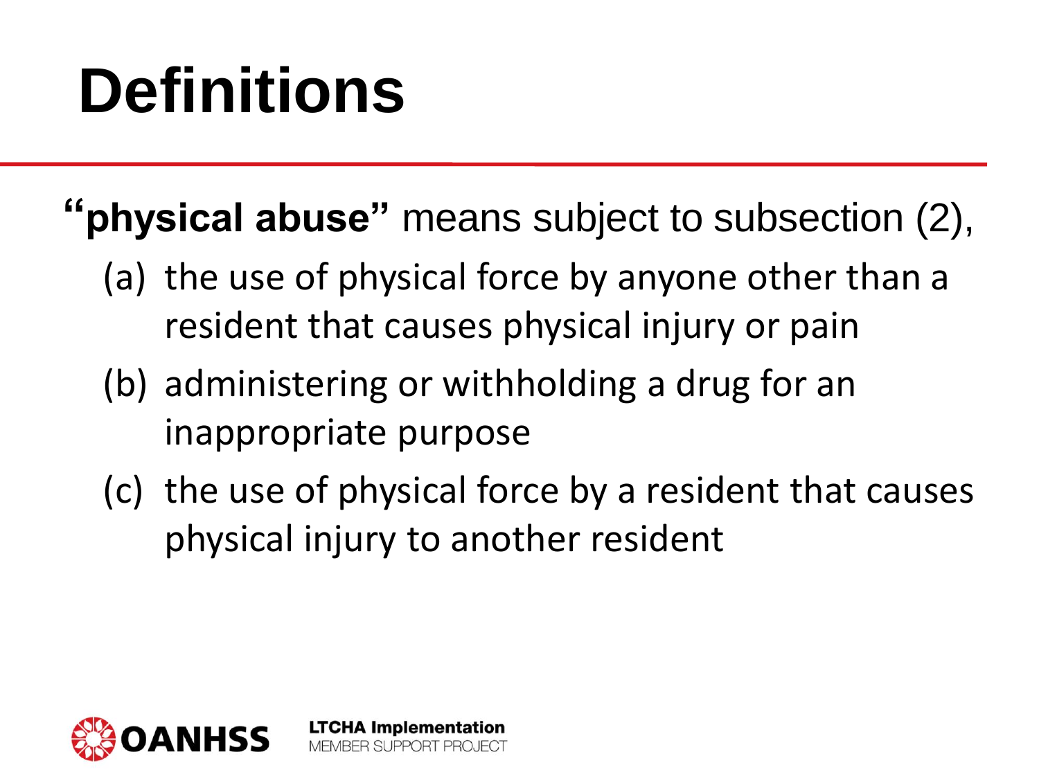# Definitions

**"physical abuse"** means subject to subsection (2),

(a) the use of physical force by anyone other than a resident that causes physical injury or pain

(b) administering or withholding a drug for an inappropriate purpose

(c) the use of physical force by a resident that causes physical injury to another resident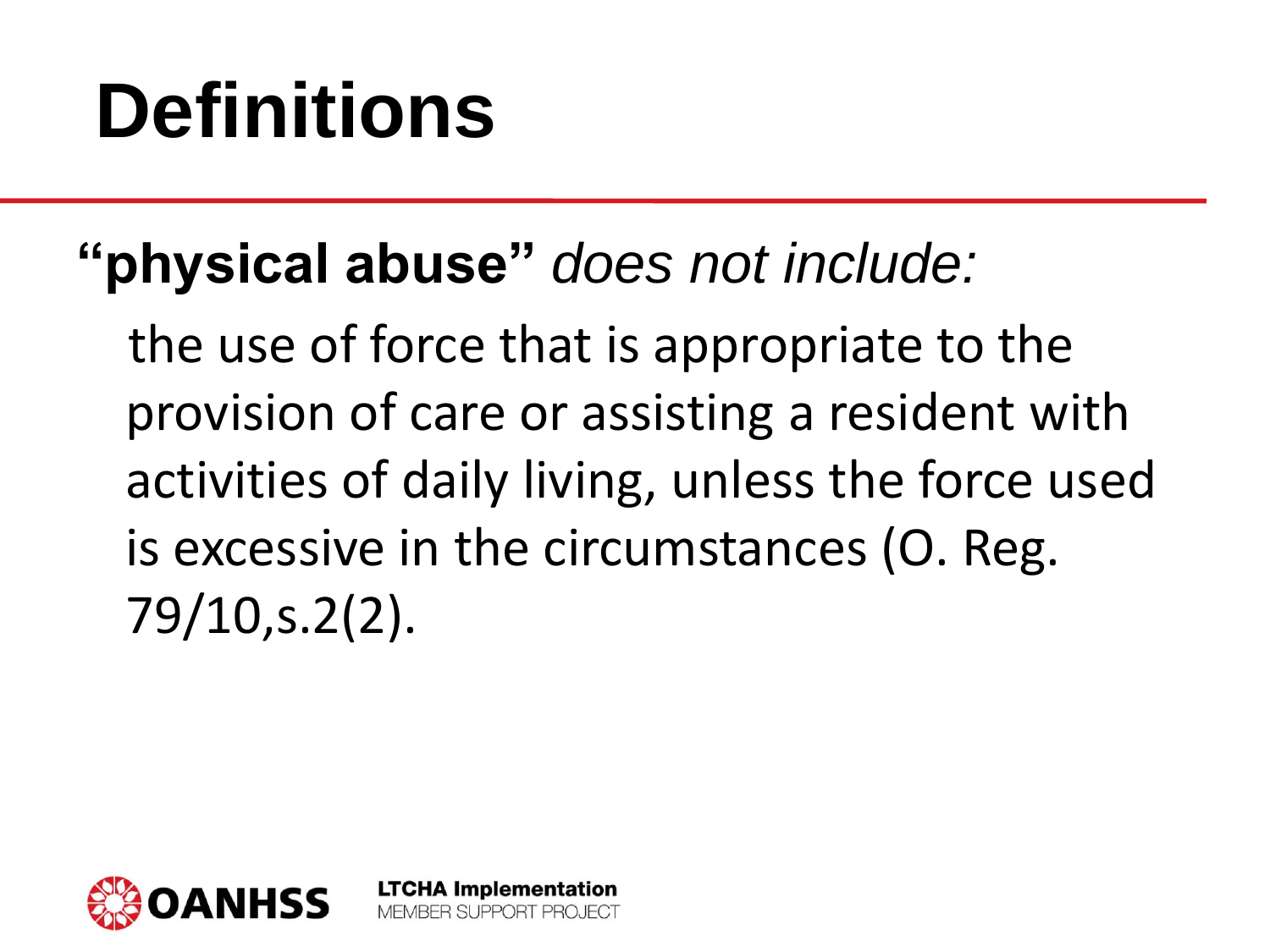# Definitions

**"physical abuse"** *does not include:*

the use of force that is appropriate to the provision of care or assisting a resident with activities of daily living, unless the force used is excessive in the circumstances (O. Reg. 79/10,s.2(2).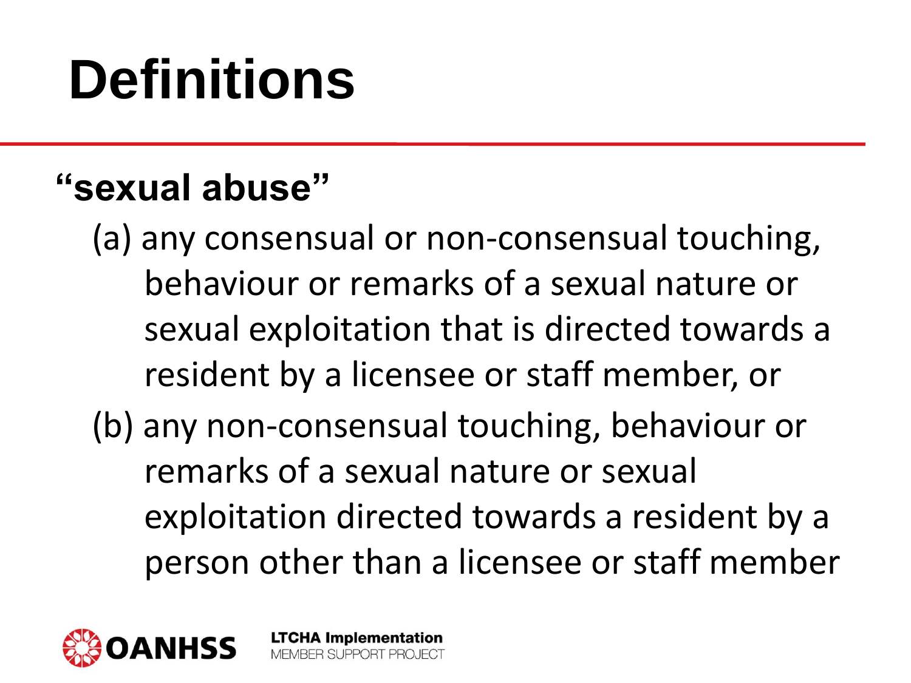# Definitions

**"sexual abuse"**

(a) any consensual or non-consensual touching, behaviour or remarks of a sexual nature or sexual exploitation that is directed towards a resident by a licensee or staff member, or

(b) any non-consensual touching, behaviour or remarks of a sexual nature or sexual exploitation directed towards a resident by a person other than a licensee or staff member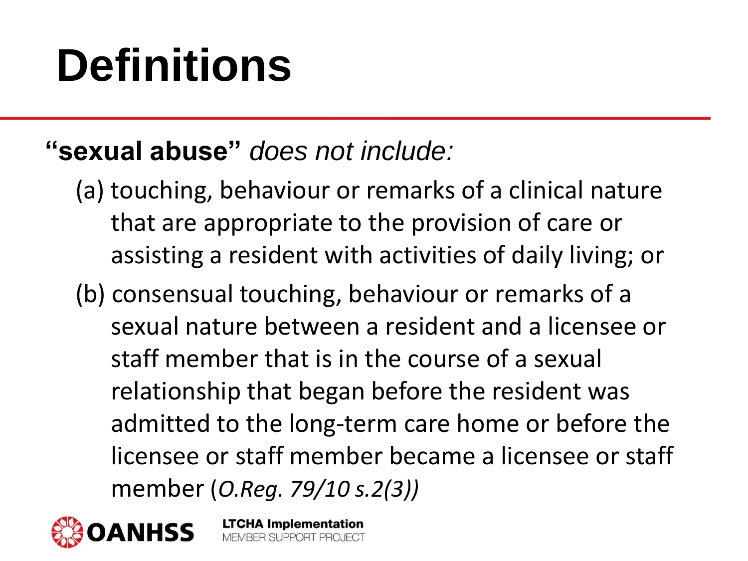# Definitions

**"sexual abuse"** *does not include:*

(a) touching, behaviour or remarks of a clinical nature that are appropriate to the provision of care or assisting a resident with activities of daily living; or

(b) consensual touching, behaviour or remarks of a sexual nature between a resident and a licensee or staff member that is in the course of a sexual relationship that began before the resident was admitted to the long-term care home or before the licensee or staff member became a licensee or staff member (*O.Reg. 79/10 s.2(3))*

OANHSS

**LTCHA Implementation**
MEMBER SUPPORT PROJECT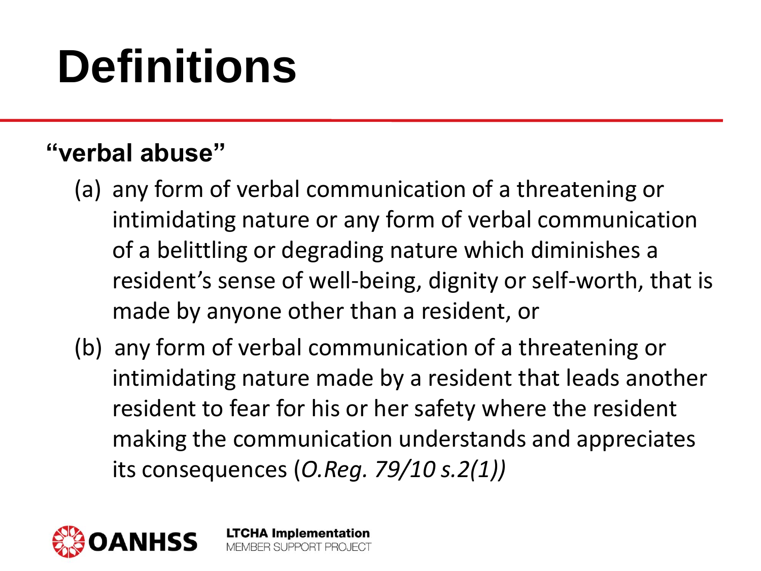# Definitions

**"verbal abuse"**

(a) any form of verbal communication of a threatening or intimidating nature or any form of verbal communication of a belittling or degrading nature which diminishes a resident's sense of well-being, dignity or self-worth, that is made by anyone other than a resident, or

(b) any form of verbal communication of a threatening or intimidating nature made by a resident that leads another resident to fear for his or her safety where the resident making the communication understands and appreciates its consequences (*O.Reg. 79/10 s.2(1))*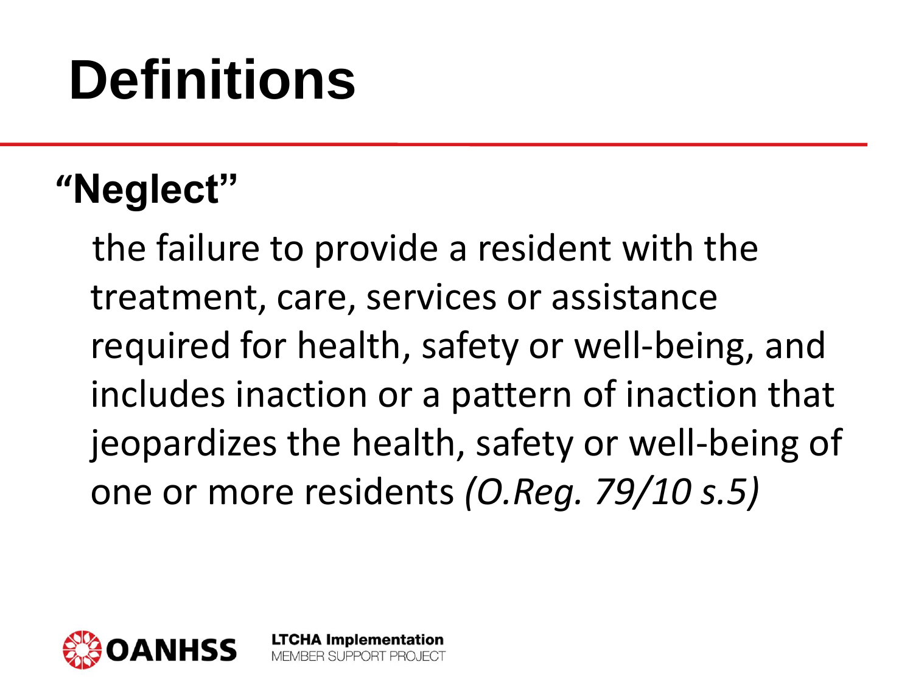# Definitions

## "Neglect"

the failure to provide a resident with the treatment, care, services or assistance required for health, safety or well-being, and includes inaction or a pattern of inaction that jeopardizes the health, safety or well-being of one or more residents *(O.Reg. 79/10 s.5)*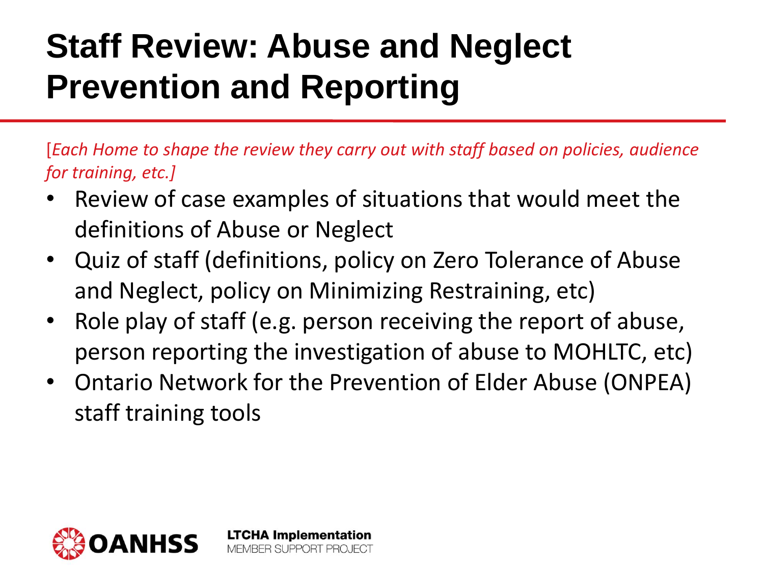# Staff Review: Abuse and Neglect Prevention and Reporting

[*Each Home to shape the review they carry out with staff based on policies, audience for training, etc.]*

- Review of case examples of situations that would meet the definitions of Abuse or Neglect
- Quiz of staff (definitions, policy on Zero Tolerance of Abuse and Neglect, policy on Minimizing Restraining, etc)
- Role play of staff (e.g. person receiving the report of abuse, person reporting the investigation of abuse to MOHLTC, etc)
- Ontario Network for the Prevention of Elder Abuse (ONPEA) staff training tools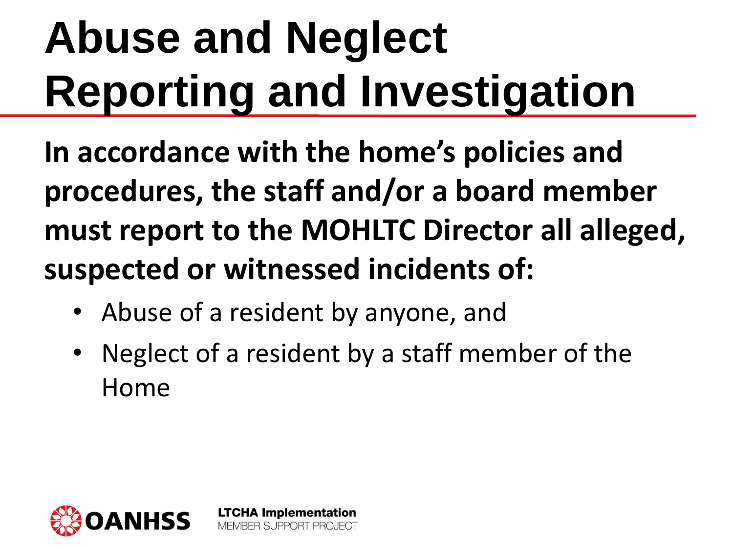# Abuse and Neglect Reporting and Investigation

**In accordance with the home's policies and procedures, the staff and/or a board member must report to the MOHLTC Director all alleged, suspected or witnessed incidents of:**

- Abuse of a resident by anyone, and
- Neglect of a resident by a staff member of the Home

OANHSS

LTCHA Implementation MEMBER SUPPORT PROJECT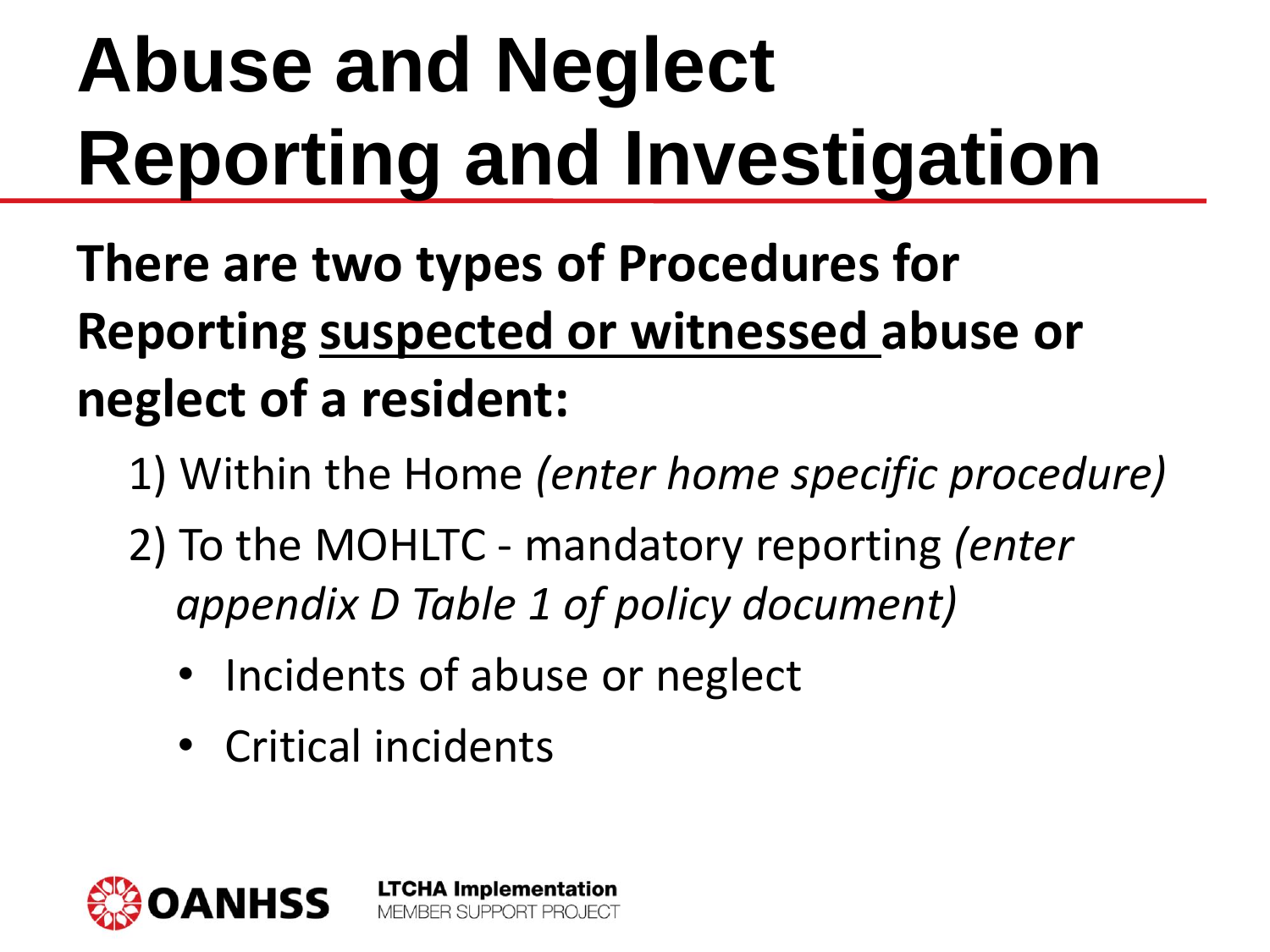# Abuse and Neglect Reporting and Investigation

**There are two types of Procedures for Reporting suspected or witnessed abuse or neglect of a resident:**

1) Within the Home *(enter home specific procedure)*

2) To the MOHLTC - mandatory reporting *(enter appendix D Table 1 of policy document)*

- Incidents of abuse or neglect
- Critical incidents

OANHSS

LTCHA Implementation MEMBER SUPPORT PROJECT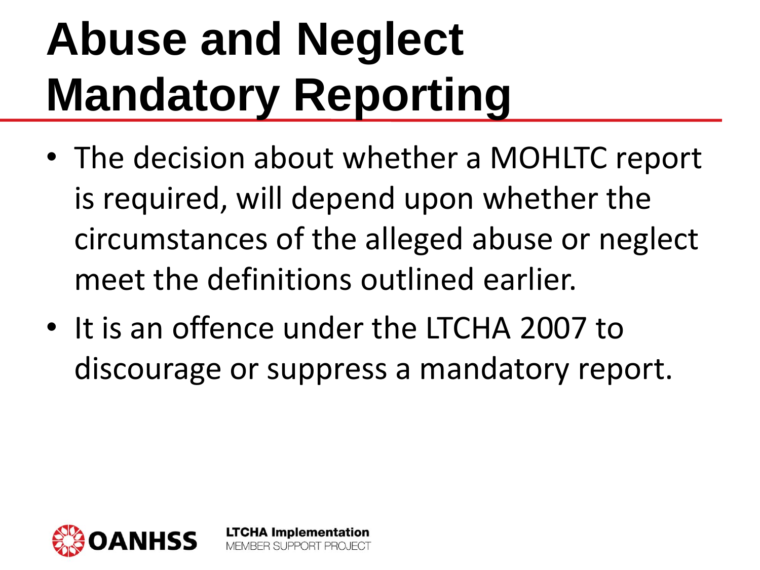# Abuse and Neglect Mandatory Reporting

- The decision about whether a MOHLTC report is required, will depend upon whether the circumstances of the alleged abuse or neglect meet the definitions outlined earlier.
- It is an offence under the LTCHA 2007 to discourage or suppress a mandatory report.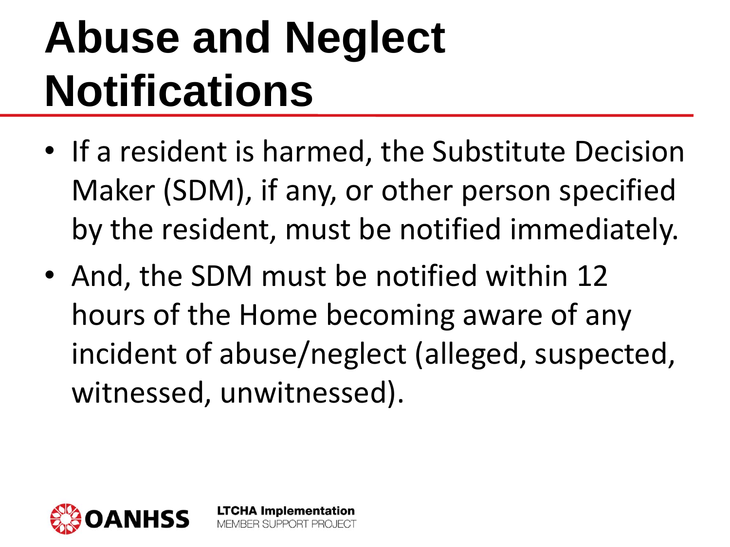# Abuse and Neglect Notifications

- If a resident is harmed, the Substitute Decision Maker (SDM), if any, or other person specified by the resident, must be notified immediately.
- And, the SDM must be notified within 12 hours of the Home becoming aware of any incident of abuse/neglect (alleged, suspected, witnessed, unwitnessed).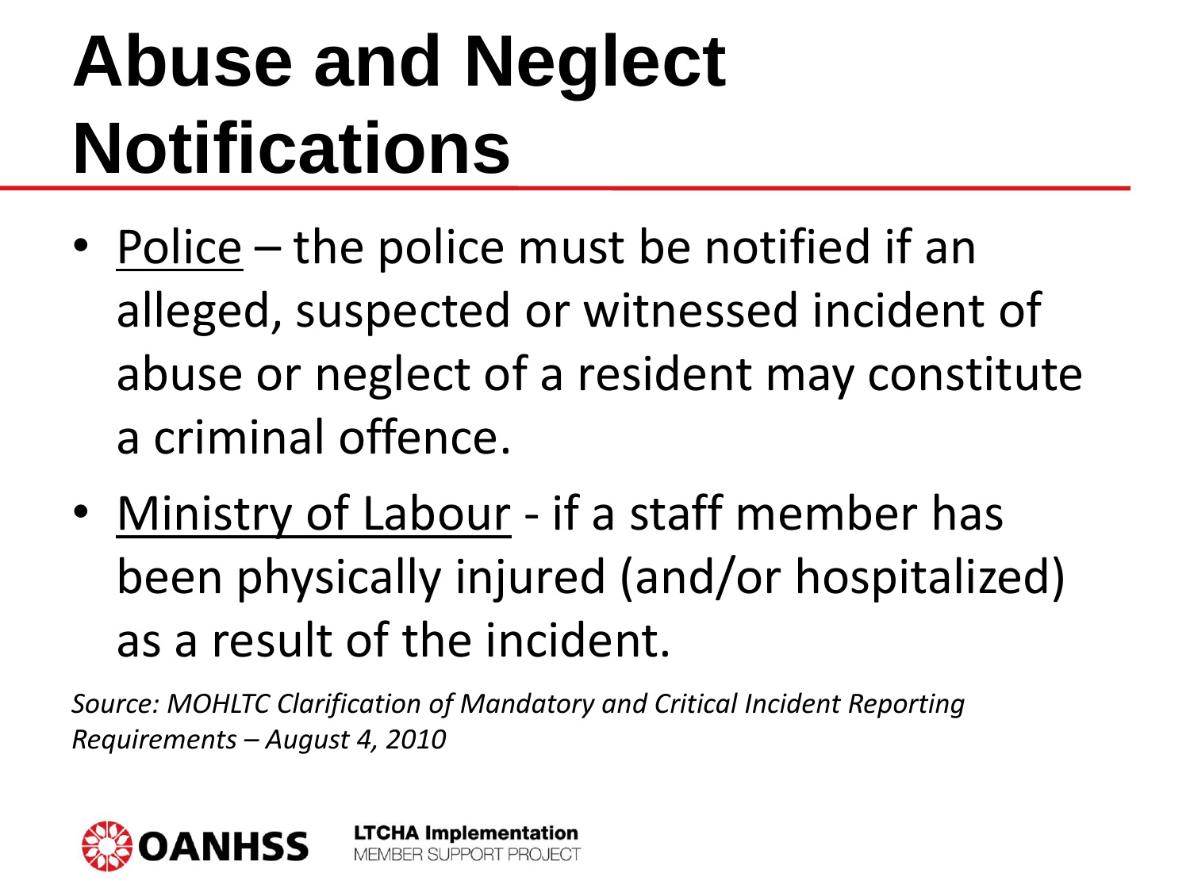# Abuse and Neglect Notifications

- Police – the police must be notified if an alleged, suspected or witnessed incident of abuse or neglect of a resident may constitute a criminal offence.
- Ministry of Labour - if a staff member has been physically injured (and/or hospitalized) as a result of the incident.

*Source: MOHLTC Clarification of Mandatory and Critical Incident Reporting Requirements – August 4, 2010*

OANHSS

**LTCHA Implementation**
MEMBER SUPPORT PROJECT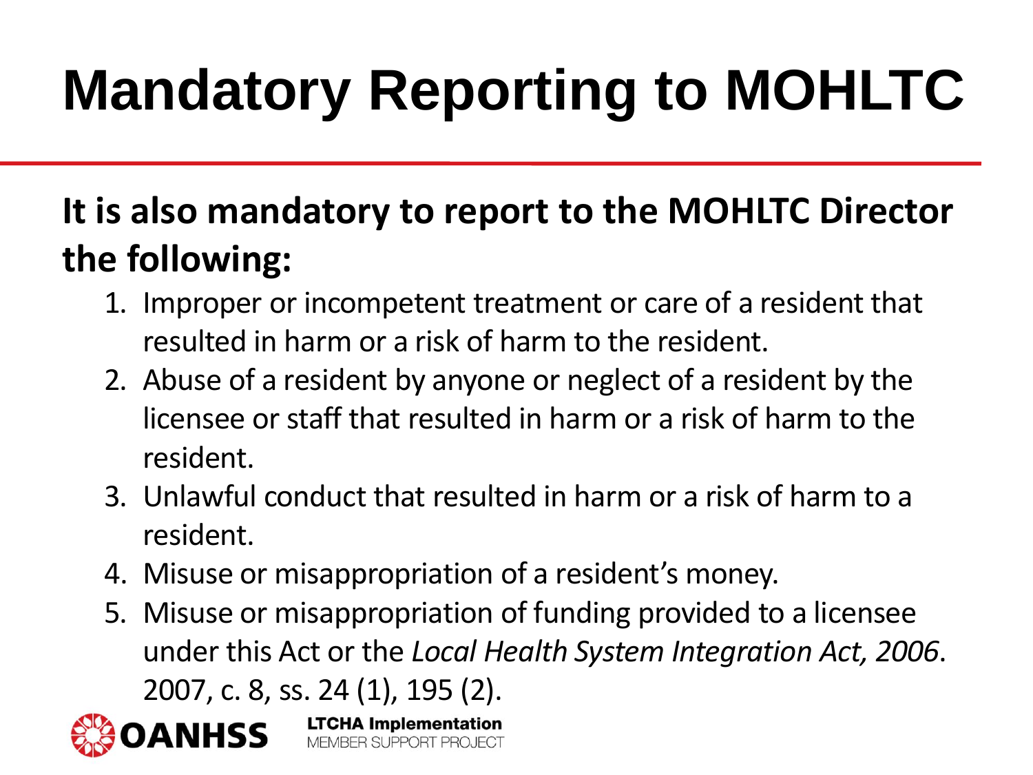# Mandatory Reporting to MOHLTC

**It is also mandatory to report to the MOHLTC Director the following:**

1. Improper or incompetent treatment or care of a resident that resulted in harm or a risk of harm to the resident.
2. Abuse of a resident by anyone or neglect of a resident by the licensee or staff that resulted in harm or a risk of harm to the resident.
3. Unlawful conduct that resulted in harm or a risk of harm to a resident.
4. Misuse or misappropriation of a resident's money.
5. Misuse or misappropriation of funding provided to a licensee under this Act or the *Local Health System Integration Act, 2006*. 2007, c. 8, ss. 24 (1), 195 (2).

OANHSS

**LTCHA Implementation**
MEMBER SUPPORT PROJECT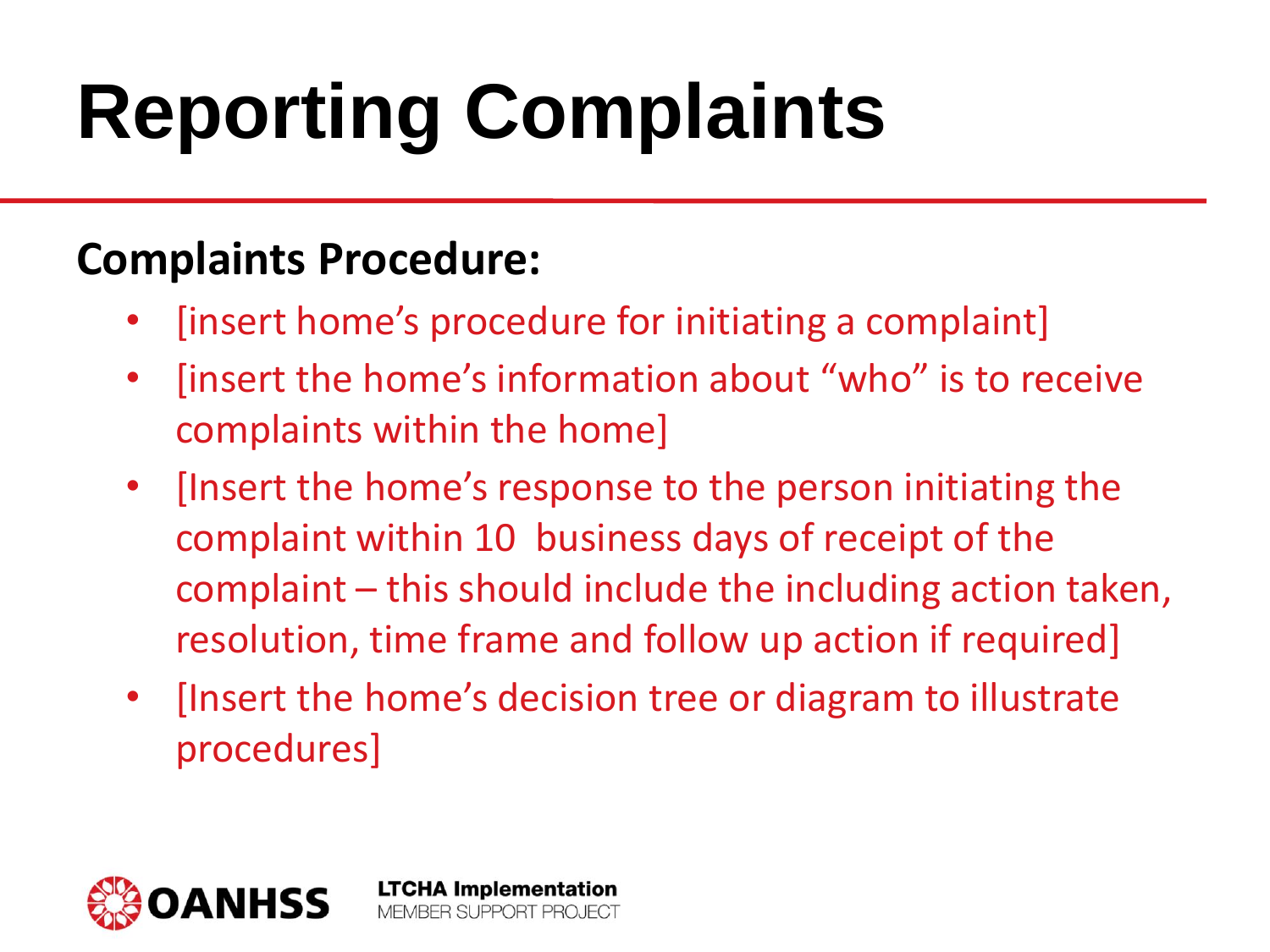# Reporting Complaints

**Complaints Procedure:**

- [insert home's procedure for initiating a complaint]
- [insert the home's information about "who" is to receive complaints within the home]
- [Insert the home's response to the person initiating the complaint within 10  business days of receipt of the complaint – this should include the including action taken, resolution, time frame and follow up action if required]
- [Insert the home's decision tree or diagram to illustrate procedures]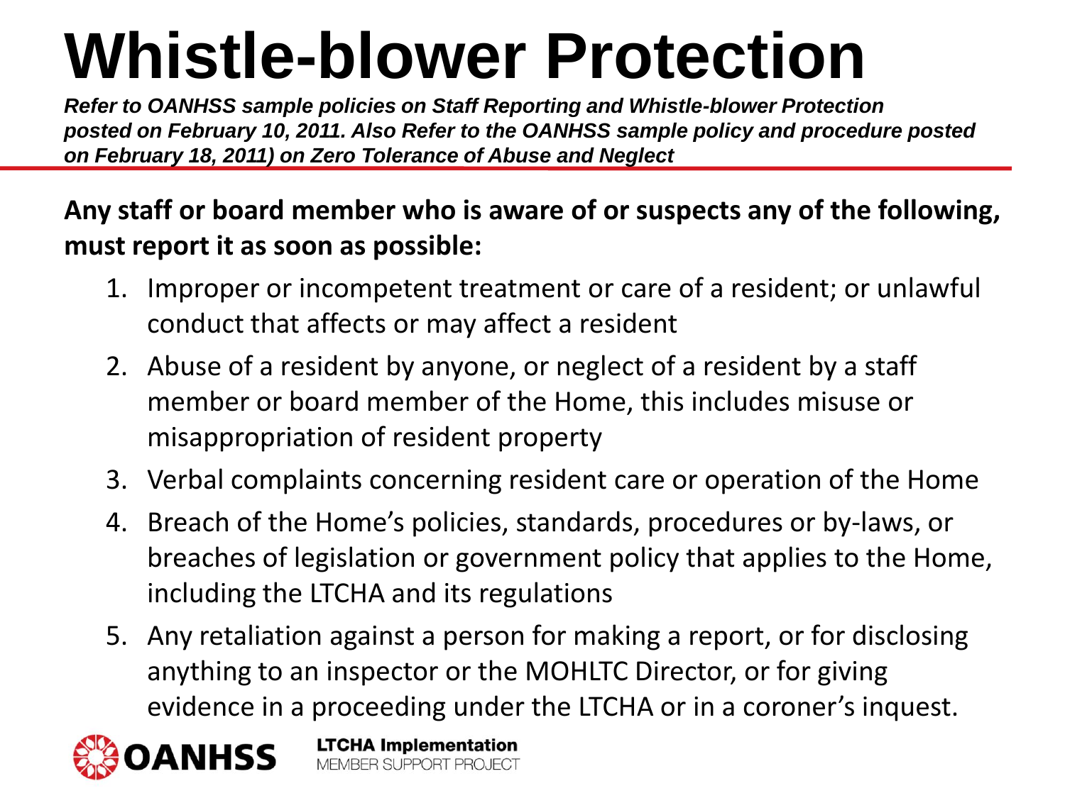# Whistle-blower Protection

***Refer to OANHSS sample policies on Staff Reporting and Whistle-blower Protection posted on February 10, 2011. Also Refer to the OANHSS sample policy and procedure posted on February 18, 2011) on Zero Tolerance of Abuse and Neglect***

**Any staff or board member who is aware of or suspects any of the following, must report it as soon as possible:**

1. Improper or incompetent treatment or care of a resident; or unlawful conduct that affects or may affect a resident
2. Abuse of a resident by anyone, or neglect of a resident by a staff member or board member of the Home, this includes misuse or misappropriation of resident property
3. Verbal complaints concerning resident care or operation of the Home
4. Breach of the Home's policies, standards, procedures or by-laws, or breaches of legislation or government policy that applies to the Home, including the LTCHA and its regulations
5. Any retaliation against a person for making a report, or for disclosing anything to an inspector or the MOHLTC Director, or for giving evidence in a proceeding under the LTCHA or in a coroner's inquest.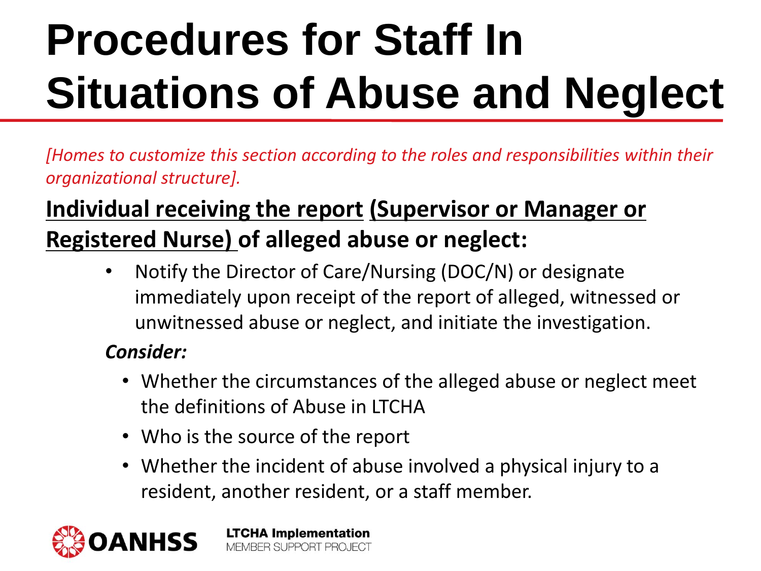# Procedures for Staff In Situations of Abuse and Neglect

*[Homes to customize this section according to the roles and responsibilities within their organizational structure].*

**Individual receiving the report (Supervisor or Manager or Registered Nurse) of alleged abuse or neglect:**

- Notify the Director of Care/Nursing (DOC/N) or designate immediately upon receipt of the report of alleged, witnessed or unwitnessed abuse or neglect, and initiate the investigation.

***Consider:***

- Whether the circumstances of the alleged abuse or neglect meet the definitions of Abuse in LTCHA
- Who is the source of the report
- Whether the incident of abuse involved a physical injury to a resident, another resident, or a staff member.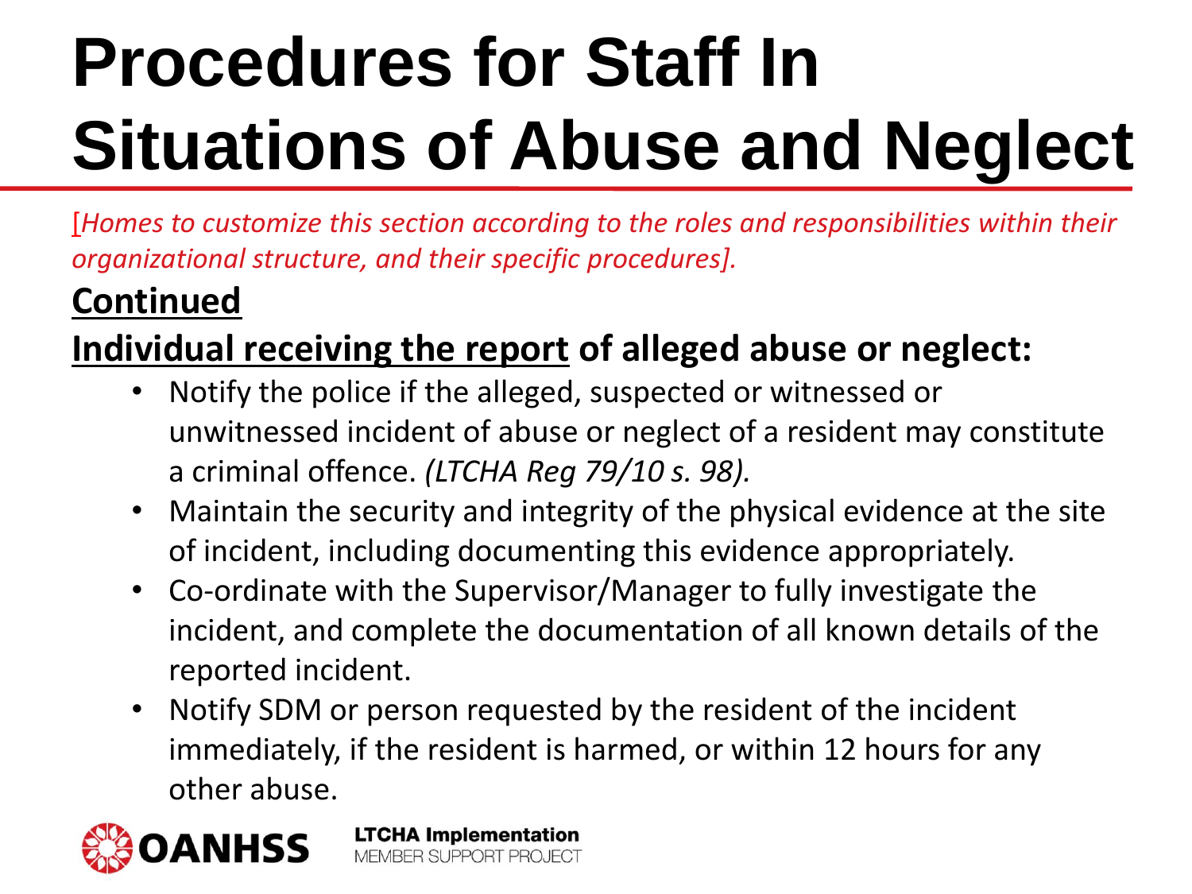# Procedures for Staff In Situations of Abuse and Neglect

*[Homes to customize this section according to the roles and responsibilities within their organizational structure, and their specific procedures].*

**Continued**

**Individual receiving the report of alleged abuse or neglect:**

- Notify the police if the alleged, suspected or witnessed or unwitnessed incident of abuse or neglect of a resident may constitute a criminal offence. *(LTCHA Reg 79/10 s. 98).*
- Maintain the security and integrity of the physical evidence at the site of incident, including documenting this evidence appropriately.
- Co-ordinate with the Supervisor/Manager to fully investigate the incident, and complete the documentation of all known details of the reported incident.
- Notify SDM or person requested by the resident of the incident immediately, if the resident is harmed, or within 12 hours for any other abuse.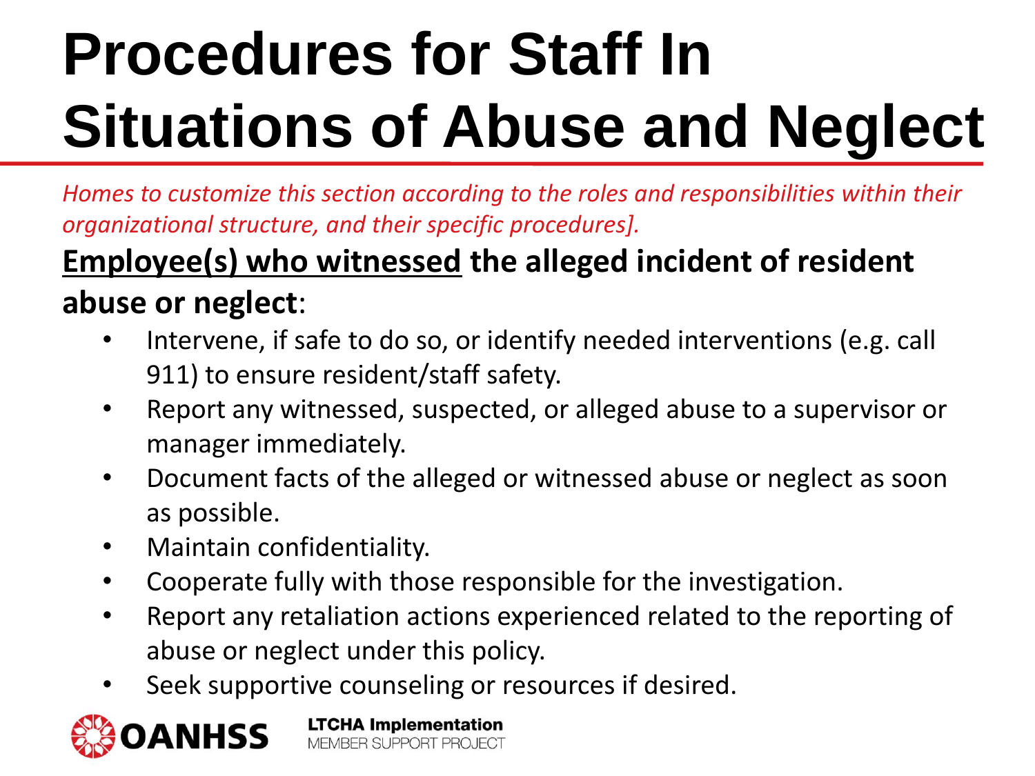# Procedures for Staff In Situations of Abuse and Neglect

*Homes to customize this section according to the roles and responsibilities within their organizational structure, and their specific procedures].*

**Employee(s) who witnessed the alleged incident of resident abuse or neglect**:

- Intervene, if safe to do so, or identify needed interventions (e.g. call 911) to ensure resident/staff safety.
- Report any witnessed, suspected, or alleged abuse to a supervisor or manager immediately.
- Document facts of the alleged or witnessed abuse or neglect as soon as possible.
- Maintain confidentiality.
- Cooperate fully with those responsible for the investigation.
- Report any retaliation actions experienced related to the reporting of abuse or neglect under this policy.
- Seek supportive counseling or resources if desired.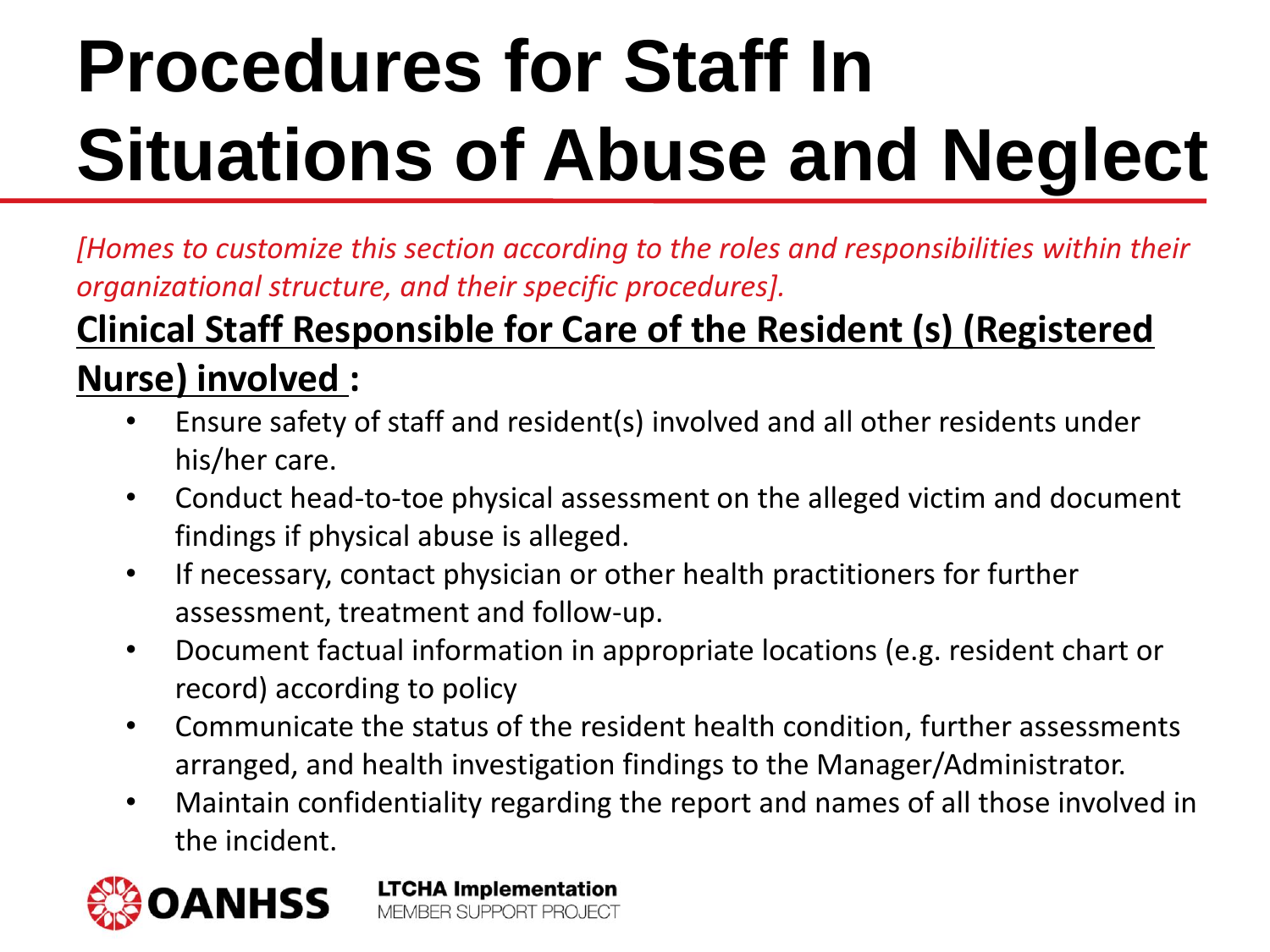# Procedures for Staff In Situations of Abuse and Neglect

*[Homes to customize this section according to the roles and responsibilities within their organizational structure, and their specific procedures].*

**Clinical Staff Responsible for Care of the Resident (s) (Registered Nurse) involved :**

- Ensure safety of staff and resident(s) involved and all other residents under his/her care.
- Conduct head-to-toe physical assessment on the alleged victim and document findings if physical abuse is alleged.
- If necessary, contact physician or other health practitioners for further assessment, treatment and follow-up.
- Document factual information in appropriate locations (e.g. resident chart or record) according to policy
- Communicate the status of the resident health condition, further assessments arranged, and health investigation findings to the Manager/Administrator.
- Maintain confidentiality regarding the report and names of all those involved in the incident.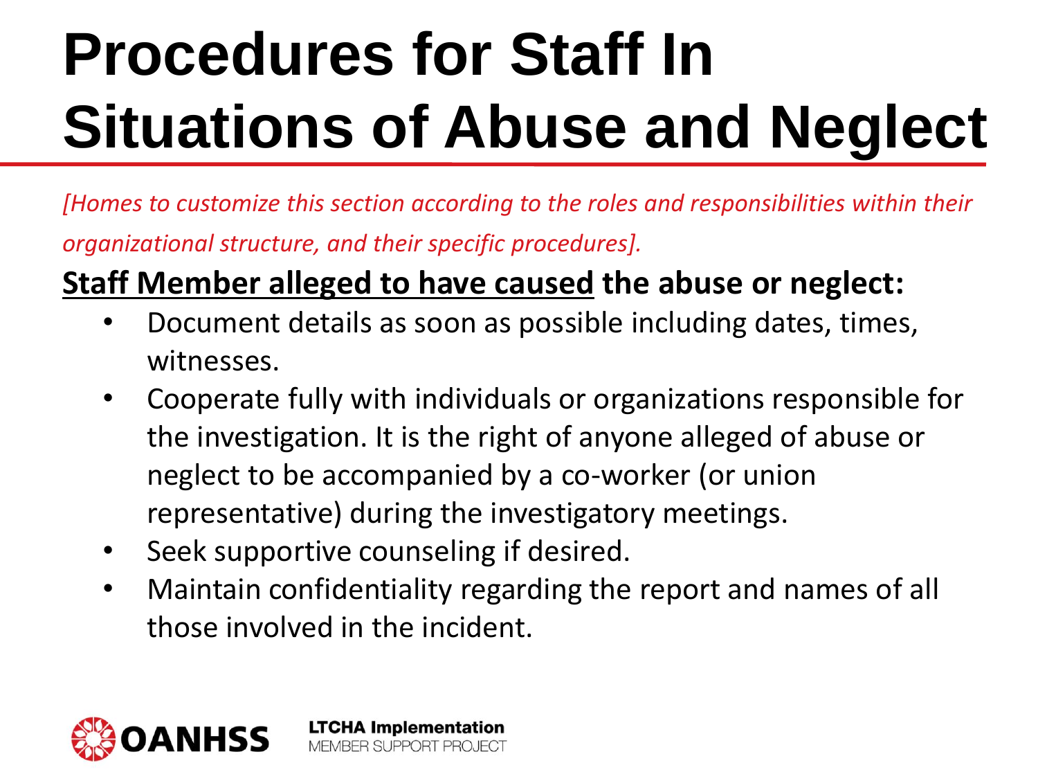# Procedures for Staff In Situations of Abuse and Neglect

*[Homes to customize this section according to the roles and responsibilities within their organizational structure, and their specific procedures].*

**<u>Staff Member alleged to have caused</u> the abuse or neglect:**

- Document details as soon as possible including dates, times, witnesses.
- Cooperate fully with individuals or organizations responsible for the investigation. It is the right of anyone alleged of abuse or neglect to be accompanied by a co-worker (or union representative) during the investigatory meetings.
- Seek supportive counseling if desired.
- Maintain confidentiality regarding the report and names of all those involved in the incident.

OANHSS

LTCHA Implementation
MEMBER SUPPORT PROJECT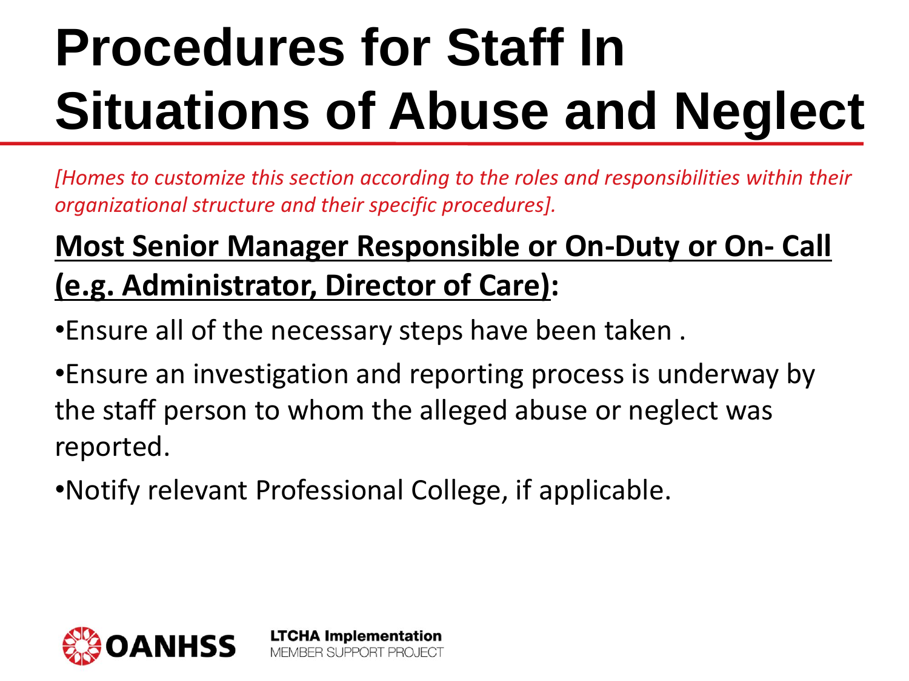# Procedures for Staff In Situations of Abuse and Neglect

*[Homes to customize this section according to the roles and responsibilities within their organizational structure and their specific procedures].*

**Most Senior Manager Responsible or On-Duty or On- Call (e.g. Administrator, Director of Care):**

- Ensure all of the necessary steps have been taken .
- Ensure an investigation and reporting process is underway by the staff person to whom the alleged abuse or neglect was reported.
- Notify relevant Professional College, if applicable.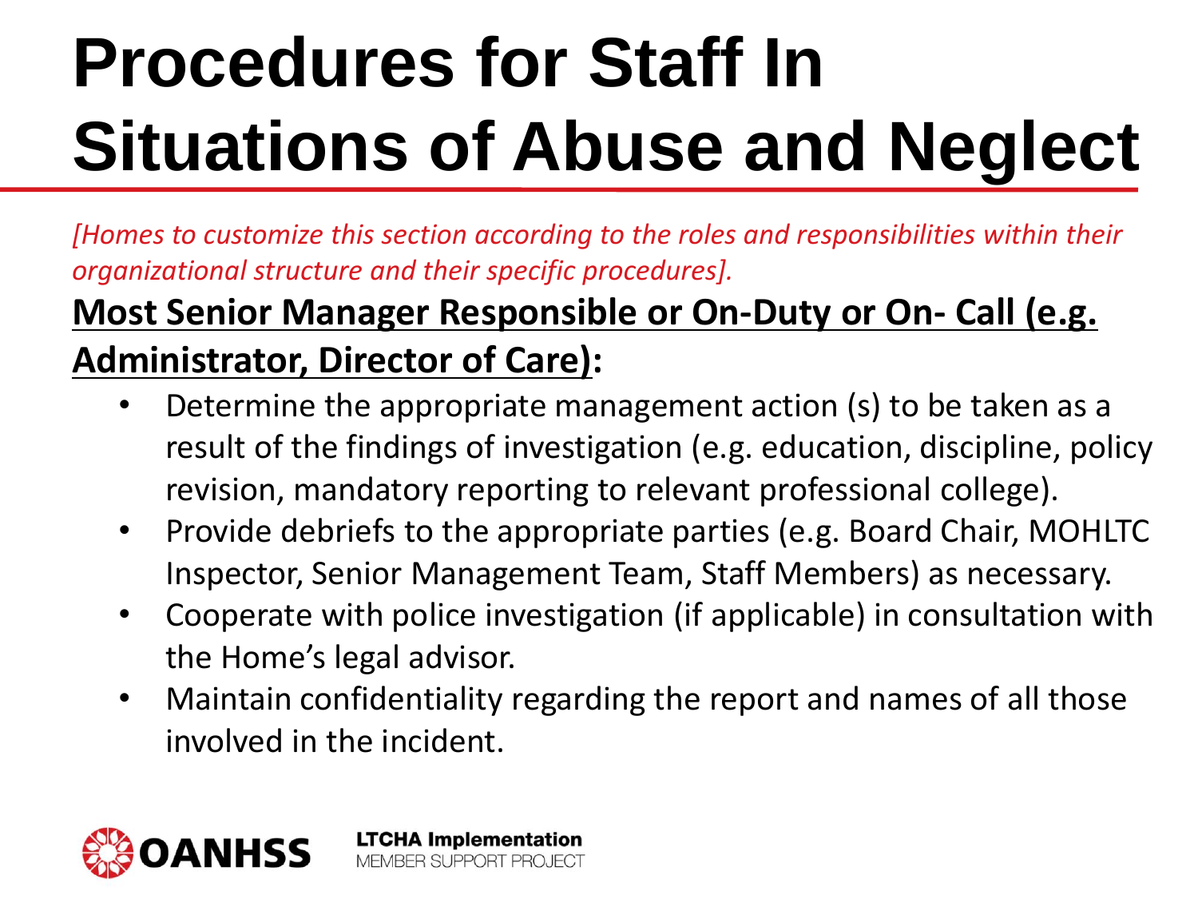# Procedures for Staff In Situations of Abuse and Neglect

*[Homes to customize this section according to the roles and responsibilities within their organizational structure and their specific procedures].*

**Most Senior Manager Responsible or On-Duty or On- Call (e.g. Administrator, Director of Care):**

- Determine the appropriate management action (s) to be taken as a result of the findings of investigation (e.g. education, discipline, policy revision, mandatory reporting to relevant professional college).
- Provide debriefs to the appropriate parties (e.g. Board Chair, MOHLTC Inspector, Senior Management Team, Staff Members) as necessary.
- Cooperate with police investigation (if applicable) in consultation with the Home's legal advisor.
- Maintain confidentiality regarding the report and names of all those involved in the incident.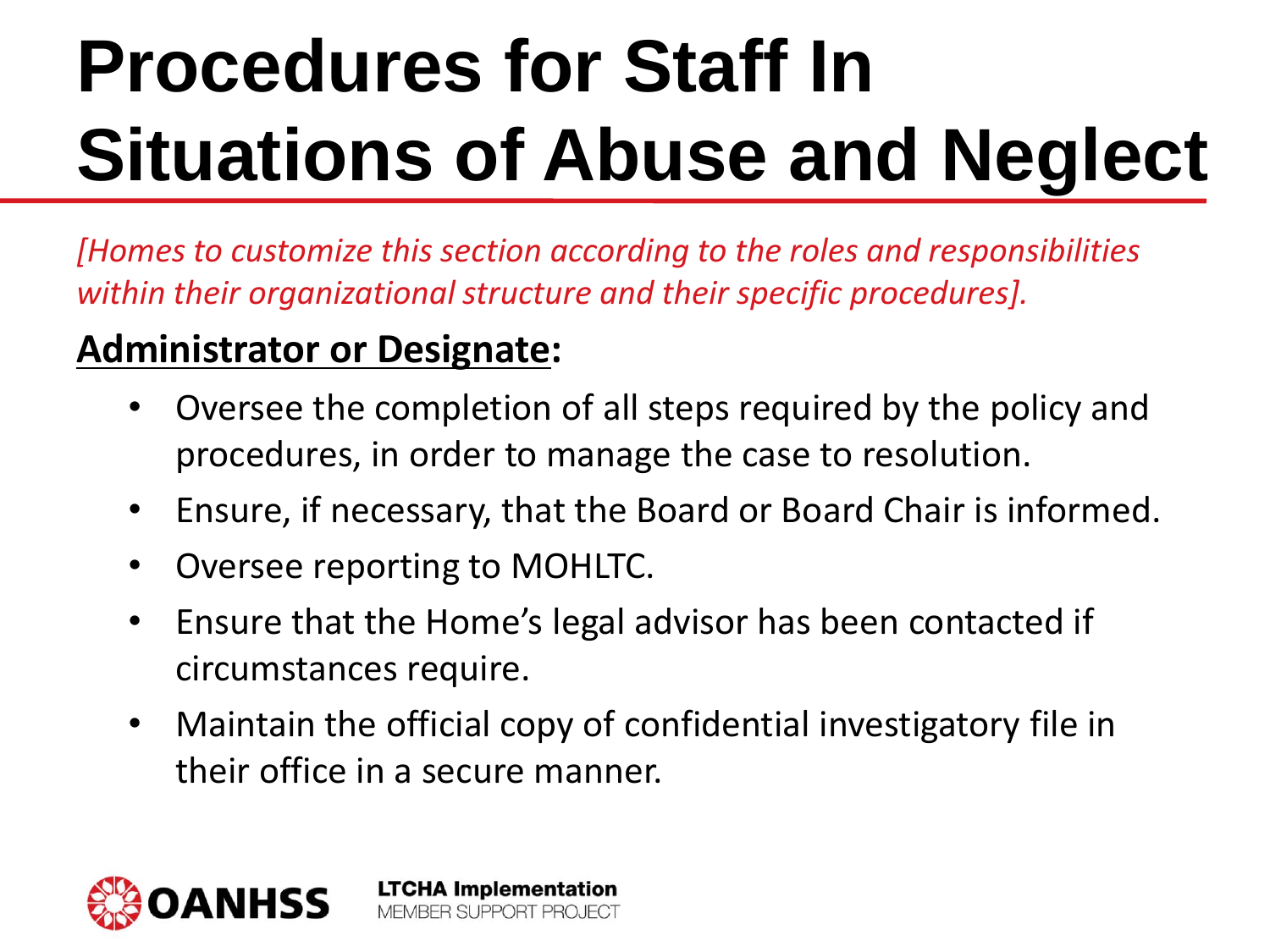# Procedures for Staff In Situations of Abuse and Neglect

*[Homes to customize this section according to the roles and responsibilities within their organizational structure and their specific procedures].*

**Administrator or Designate:**

- Oversee the completion of all steps required by the policy and procedures, in order to manage the case to resolution.
- Ensure, if necessary, that the Board or Board Chair is informed.
- Oversee reporting to MOHLTC.
- Ensure that the Home's legal advisor has been contacted if circumstances require.
- Maintain the official copy of confidential investigatory file in their office in a secure manner.

OANHSS

**LTCHA Implementation**
MEMBER SUPPORT PROJECT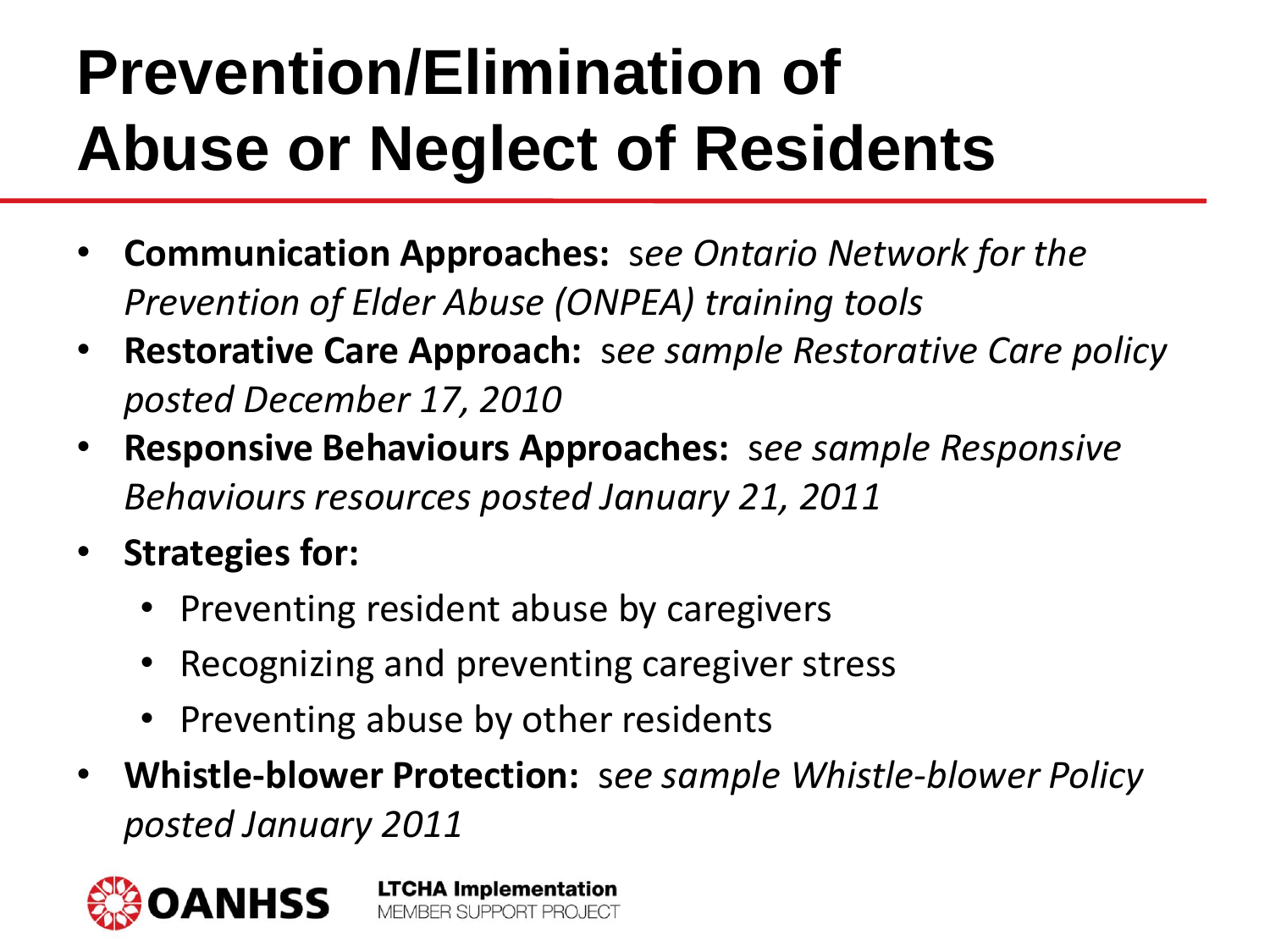# Prevention/Elimination of Abuse or Neglect of Residents

- **Communication Approaches:** *see Ontario Network for the Prevention of Elder Abuse (ONPEA) training tools*
- **Restorative Care Approach:** *see sample Restorative Care policy posted December 17, 2010*
- **Responsive Behaviours Approaches:** *see sample Responsive Behaviours resources posted January 21, 2011*
- **Strategies for:**
  - Preventing resident abuse by caregivers
  - Recognizing and preventing caregiver stress
  - Preventing abuse by other residents
- **Whistle-blower Protection:** *see sample Whistle-blower Policy posted January 2011*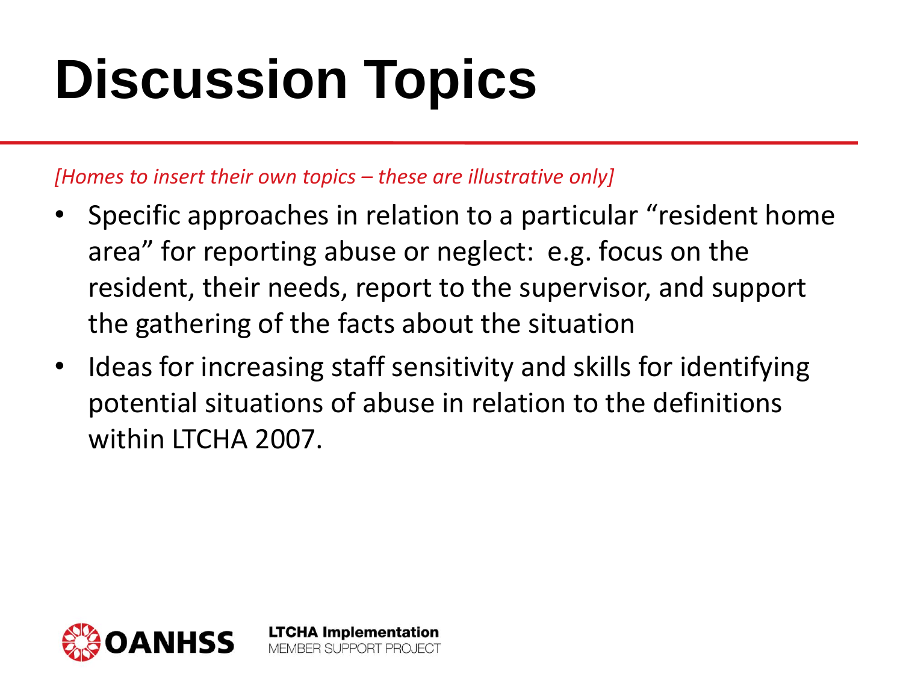# Discussion Topics

*[Homes to insert their own topics – these are illustrative only]*

- Specific approaches in relation to a particular "resident home area" for reporting abuse or neglect: e.g. focus on the resident, their needs, report to the supervisor, and support the gathering of the facts about the situation
- Ideas for increasing staff sensitivity and skills for identifying potential situations of abuse in relation to the definitions within LTCHA 2007.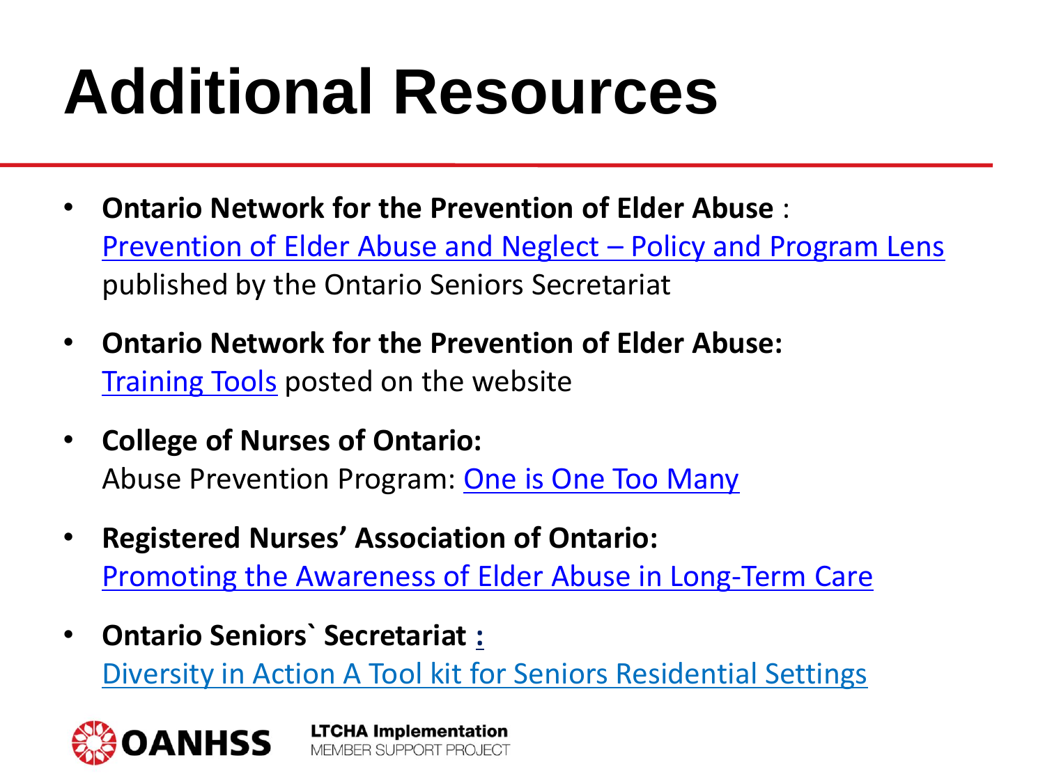# Additional Resources

- **Ontario Network for the Prevention of Elder Abuse** :
  Prevention of Elder Abuse and Neglect – Policy and Program Lens
  published by the Ontario Seniors Secretariat

- **Ontario Network for the Prevention of Elder Abuse:**
  Training Tools posted on the website

- **College of Nurses of Ontario:**
  Abuse Prevention Program: One is One Too Many

- **Registered Nurses' Association of Ontario:**
  Promoting the Awareness of Elder Abuse in Long-Term Care

- **Ontario Seniors` Secretariat :**
  Diversity in Action A Tool kit for Seniors Residential Settings

OANHSS

LTCHA Implementation
MEMBER SUPPORT PROJECT